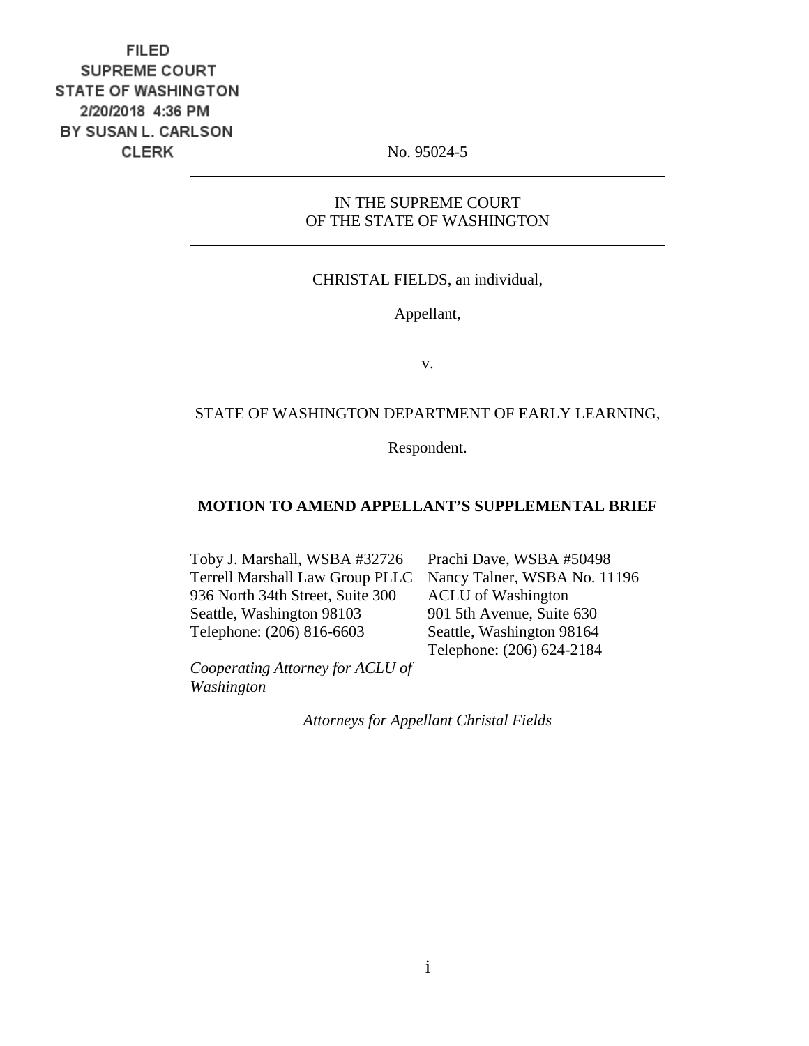FILED
SUPREME COURT
STATE OF WASHINGTON
2/20/2018 4:36 PM
BY SUSAN L. CARLSON
CLERK

No. 95024-5

IN THE SUPREME COURT
OF THE STATE OF WASHINGTON

CHRISTAL FIELDS, an individual,

Appellant,

v.

STATE OF WASHINGTON DEPARTMENT OF EARLY LEARNING,

Respondent.

**MOTION TO AMEND APPELLANT'S SUPPLEMENTAL BRIEF**

Toby J. Marshall, WSBA #32726
Terrell Marshall Law Group PLLC
936 North 34th Street, Suite 300
Seattle, Washington 98103
Telephone: (206) 816-6603

*Cooperating Attorney for ACLU of Washington*

Prachi Dave, WSBA #50498
Nancy Talner, WSBA No. 11196
ACLU of Washington
901 5th Avenue, Suite 630
Seattle, Washington 98164
Telephone: (206) 624-2184

*Attorneys for Appellant Christal Fields*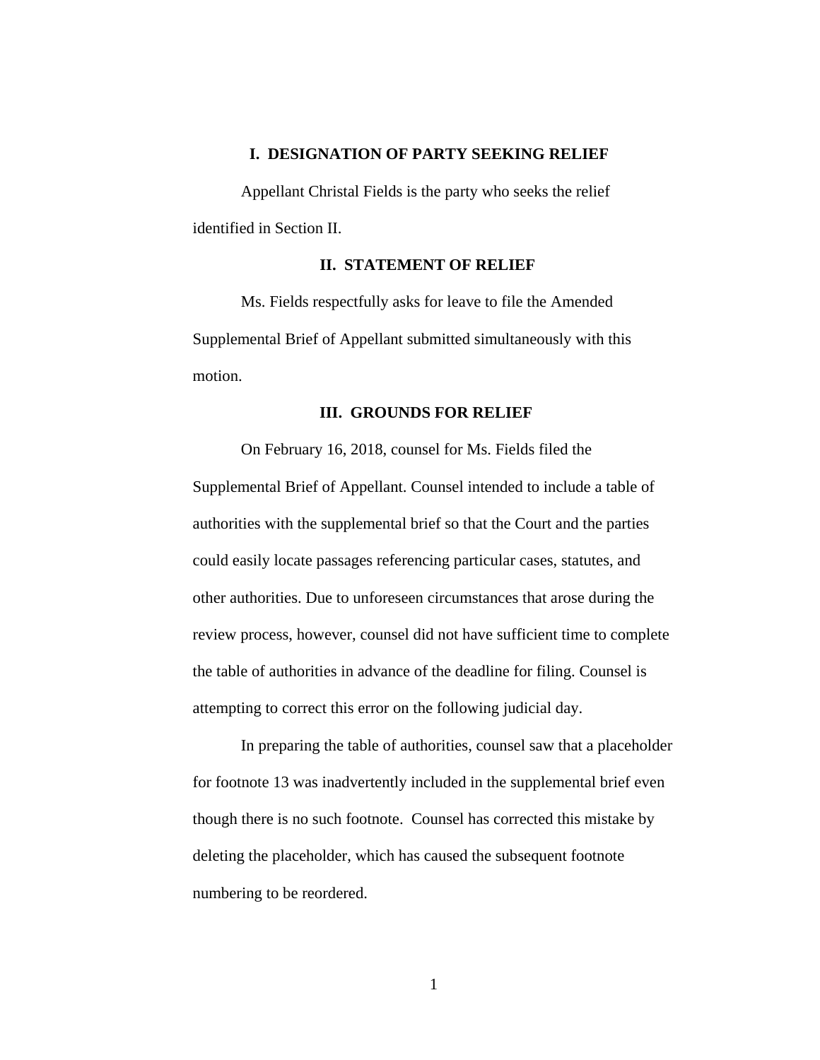## I. DESIGNATION OF PARTY SEEKING RELIEF

Appellant Christal Fields is the party who seeks the relief identified in Section II.

## II. STATEMENT OF RELIEF

Ms. Fields respectfully asks for leave to file the Amended Supplemental Brief of Appellant submitted simultaneously with this motion.

## III. GROUNDS FOR RELIEF

On February 16, 2018, counsel for Ms. Fields filed the Supplemental Brief of Appellant. Counsel intended to include a table of authorities with the supplemental brief so that the Court and the parties could easily locate passages referencing particular cases, statutes, and other authorities. Due to unforeseen circumstances that arose during the review process, however, counsel did not have sufficient time to complete the table of authorities in advance of the deadline for filing. Counsel is attempting to correct this error on the following judicial day.

In preparing the table of authorities, counsel saw that a placeholder for footnote 13 was inadvertently included in the supplemental brief even though there is no such footnote. Counsel has corrected this mistake by deleting the placeholder, which has caused the subsequent footnote numbering to be reordered.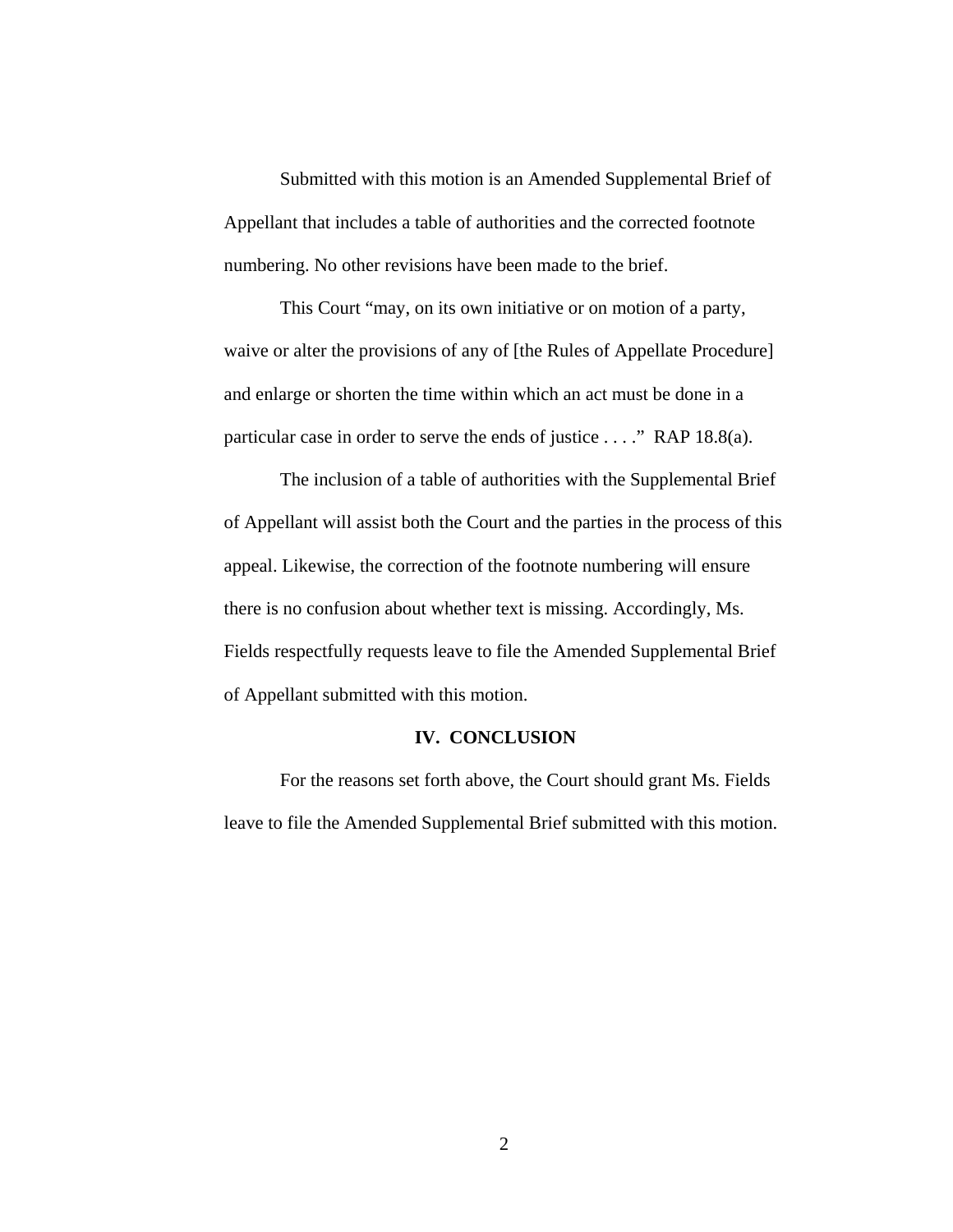Submitted with this motion is an Amended Supplemental Brief of Appellant that includes a table of authorities and the corrected footnote numbering. No other revisions have been made to the brief.

This Court "may, on its own initiative or on motion of a party, waive or alter the provisions of any of [the Rules of Appellate Procedure] and enlarge or shorten the time within which an act must be done in a particular case in order to serve the ends of justice . . . ." RAP 18.8(a).

The inclusion of a table of authorities with the Supplemental Brief of Appellant will assist both the Court and the parties in the process of this appeal. Likewise, the correction of the footnote numbering will ensure there is no confusion about whether text is missing. Accordingly, Ms. Fields respectfully requests leave to file the Amended Supplemental Brief of Appellant submitted with this motion.

## IV. CONCLUSION

For the reasons set forth above, the Court should grant Ms. Fields leave to file the Amended Supplemental Brief submitted with this motion.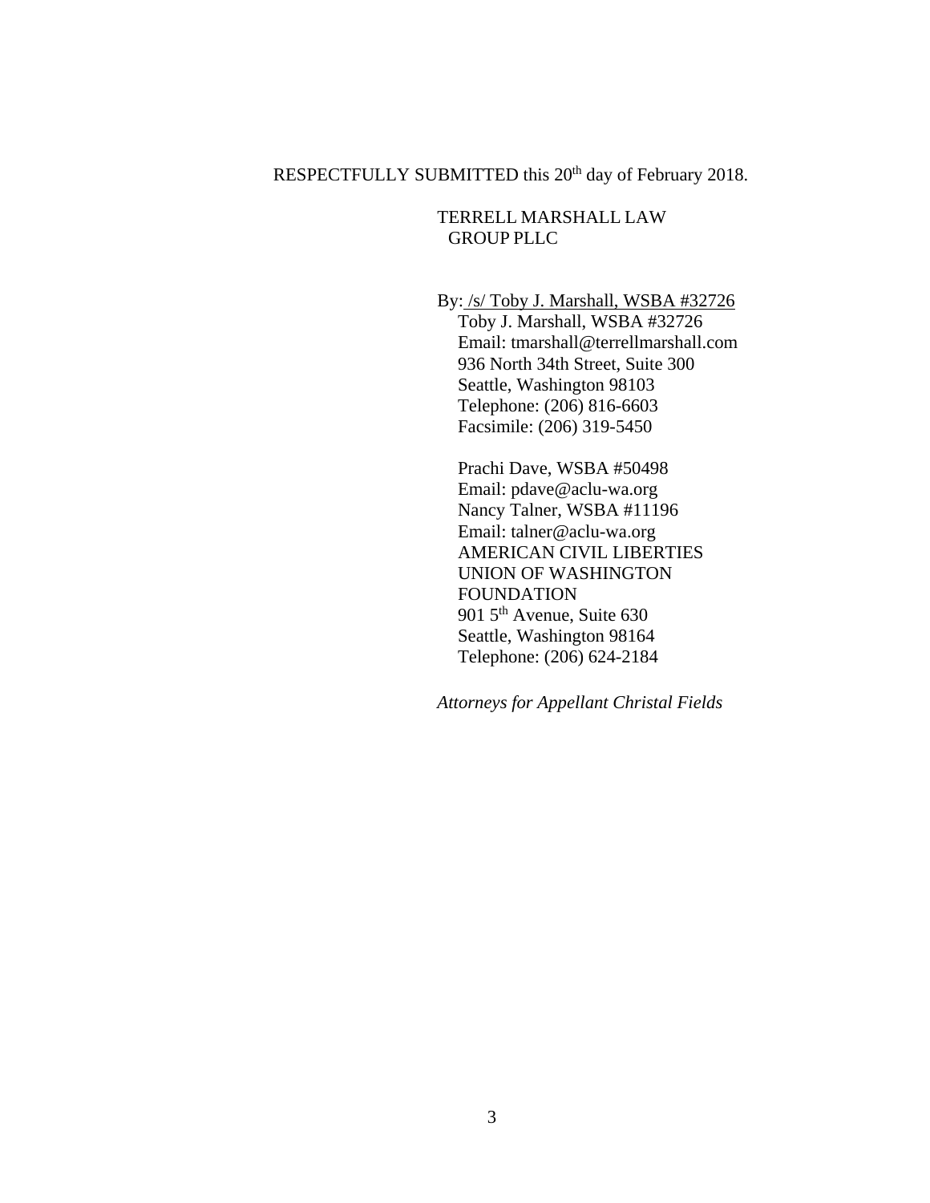RESPECTFULLY SUBMITTED this 20th day of February 2018.

TERRELL MARSHALL LAW GROUP PLLC

By: /s/ Toby J. Marshall, WSBA #32726
Toby J. Marshall, WSBA #32726
Email: tmarshall@terrellmarshall.com
936 North 34th Street, Suite 300
Seattle, Washington 98103
Telephone: (206) 816-6603
Facsimile: (206) 319-5450

Prachi Dave, WSBA #50498
Email: pdave@aclu-wa.org
Nancy Talner, WSBA #11196
Email: talner@aclu-wa.org
AMERICAN CIVIL LIBERTIES UNION OF WASHINGTON FOUNDATION
901 5th Avenue, Suite 630
Seattle, Washington 98164
Telephone: (206) 624-2184

*Attorneys for Appellant Christal Fields*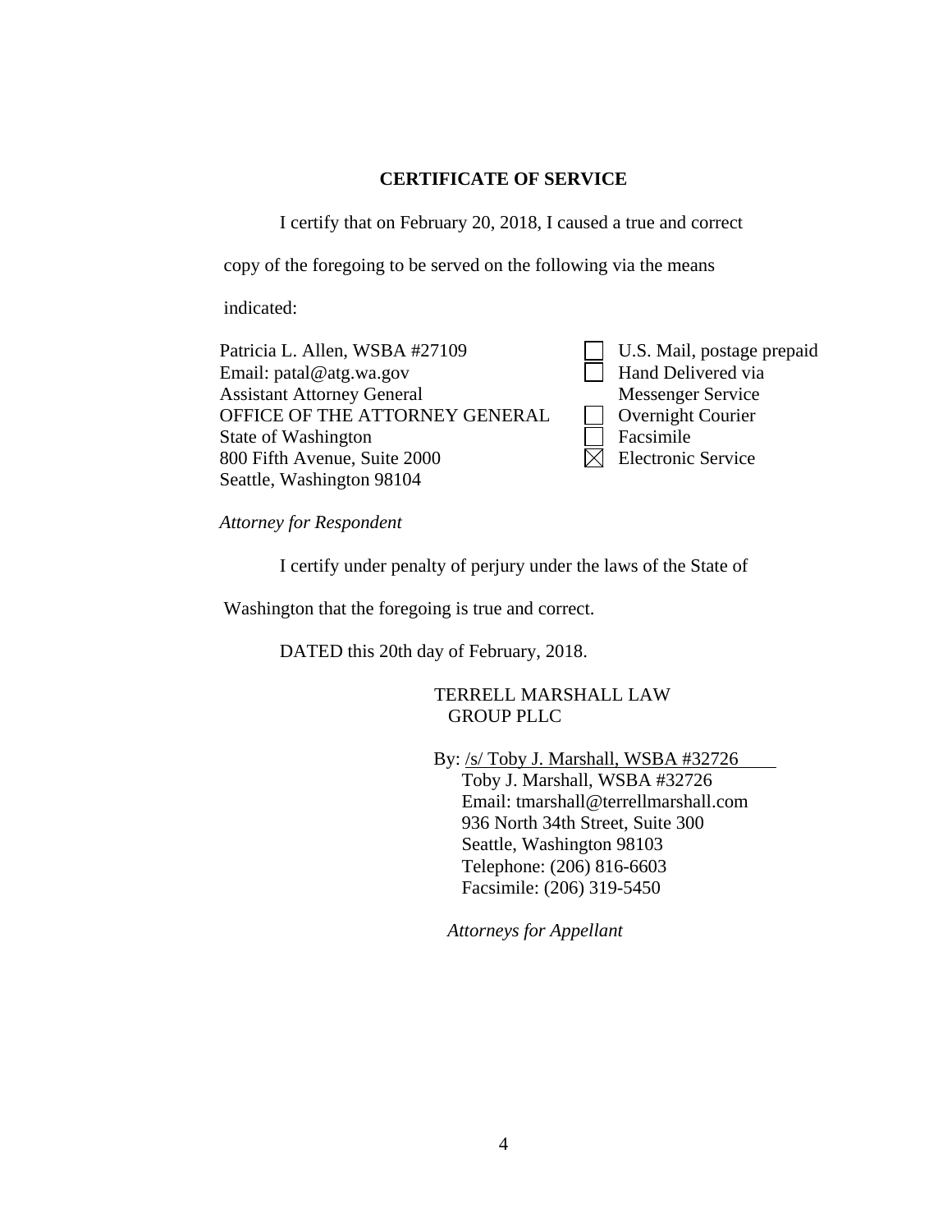## CERTIFICATE OF SERVICE

I certify that on February 20, 2018, I caused a true and correct copy of the foregoing to be served on the following via the means indicated:

| | |
|---|---|
| Patricia L. Allen, WSBA #27109<br>Email: patal@atg.wa.gov<br>Assistant Attorney General<br>OFFICE OF THE ATTORNEY GENERAL<br>State of Washington<br>800 Fifth Avenue, Suite 2000<br>Seattle, Washington 98104 | ☐ U.S. Mail, postage prepaid<br>☐ Hand Delivered via Messenger Service<br>☐ Overnight Courier<br>☐ Facsimile<br>☒ Electronic Service |

*Attorney for Respondent*

I certify under penalty of perjury under the laws of the State of Washington that the foregoing is true and correct.

DATED this 20th day of February, 2018.

TERRELL MARSHALL LAW GROUP PLLC

By: /s/ Toby J. Marshall, WSBA #32726
Toby J. Marshall, WSBA #32726
Email: tmarshall@terrellmarshall.com
936 North 34th Street, Suite 300
Seattle, Washington 98103
Telephone: (206) 816-6603
Facsimile: (206) 319-5450

*Attorneys for Appellant*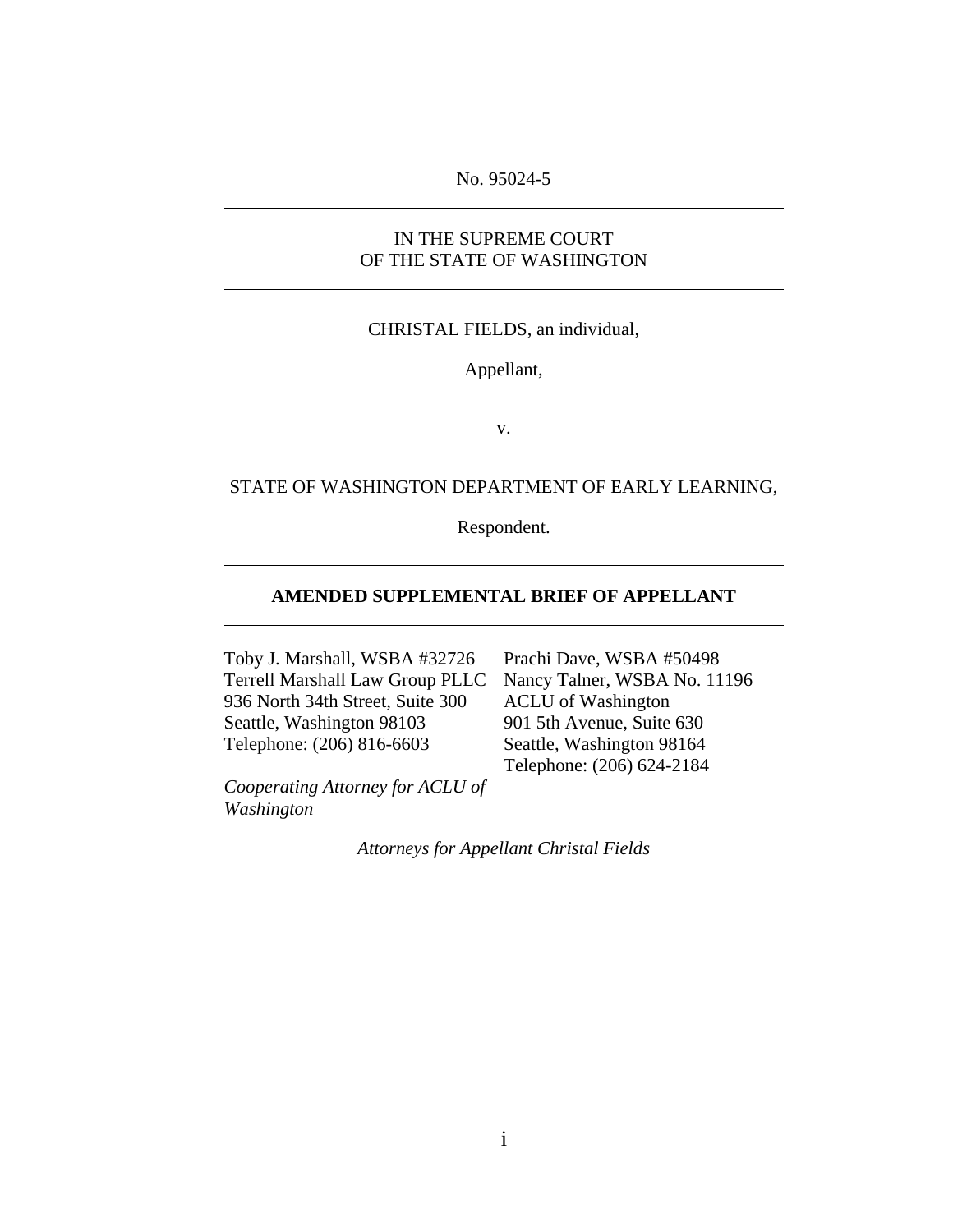No. 95024-5

---

IN THE SUPREME COURT
OF THE STATE OF WASHINGTON

---

CHRISTAL FIELDS, an individual,

Appellant,

v.

STATE OF WASHINGTON DEPARTMENT OF EARLY LEARNING,

Respondent.

---

**AMENDED SUPPLEMENTAL BRIEF OF APPELLANT**

---

Toby J. Marshall, WSBA #32726
Terrell Marshall Law Group PLLC
936 North 34th Street, Suite 300
Seattle, Washington 98103
Telephone: (206) 816-6603

*Cooperating Attorney for ACLU of Washington*

Prachi Dave, WSBA #50498
Nancy Talner, WSBA No. 11196
ACLU of Washington
901 5th Avenue, Suite 630
Seattle, Washington 98164
Telephone: (206) 624-2184

*Attorneys for Appellant Christal Fields*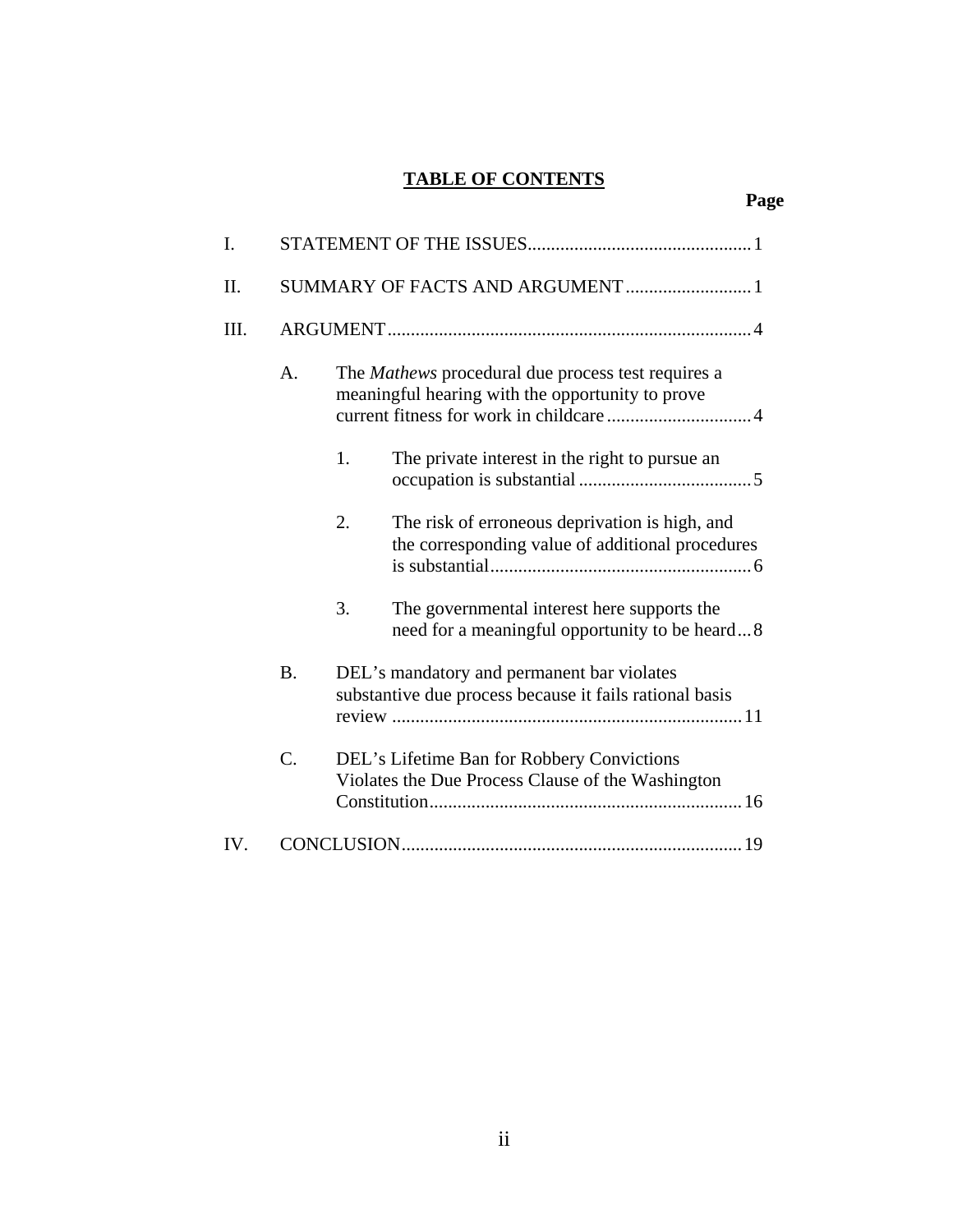**TABLE OF CONTENTS**

**Page**

I. STATEMENT OF THE ISSUES ... 1

II. SUMMARY OF FACTS AND ARGUMENT ... 1

III. ARGUMENT ... 4

- A. The *Mathews* procedural due process test requires a meaningful hearing with the opportunity to prove current fitness for work in childcare ... 4
  - 1. The private interest in the right to pursue an occupation is substantial ... 5
  - 2. The risk of erroneous deprivation is high, and the corresponding value of additional procedures is substantial ... 6
  - 3. The governmental interest here supports the need for a meaningful opportunity to be heard ... 8
- B. DEL's mandatory and permanent bar violates substantive due process because it fails rational basis review ... 11
- C. DEL's Lifetime Ban for Robbery Convictions Violates the Due Process Clause of the Washington Constitution ... 16

IV. CONCLUSION ... 19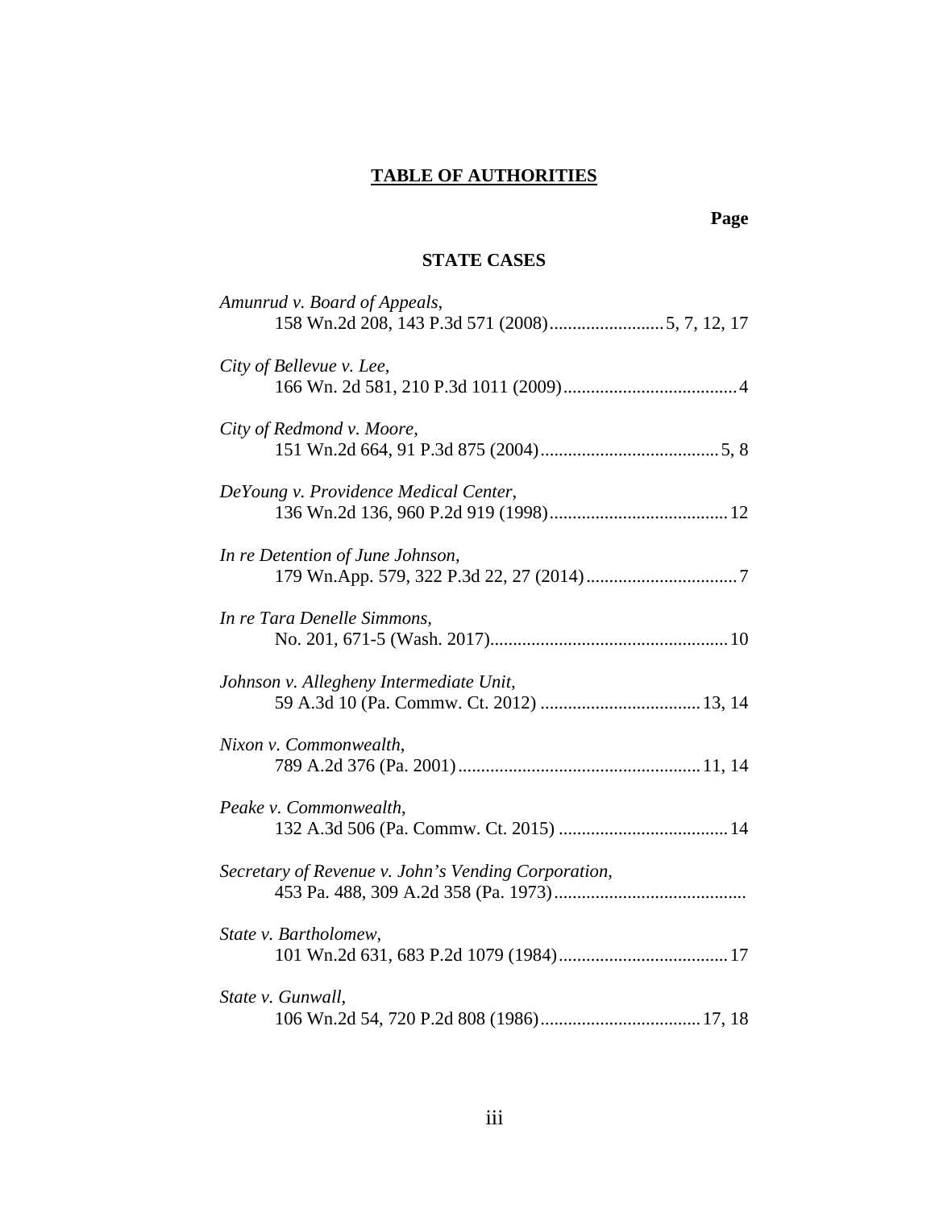# TABLE OF AUTHORITIES

**Page**

## STATE CASES

*Amunrud v. Board of Appeals*,
158 Wn.2d 208, 143 P.3d 571 (2008).........................5, 7, 12, 17

*City of Bellevue v. Lee*,
166 Wn. 2d 581, 210 P.3d 1011 (2009).......................................4

*City of Redmond v. Moore*,
151 Wn.2d 664, 91 P.3d 875 (2004).......................................5, 8

*DeYoung v. Providence Medical Center*,
136 Wn.2d 136, 960 P.2d 919 (1998).......................................12

*In re Detention of June Johnson*,
179 Wn.App. 579, 322 P.3d 22, 27 (2014).................................7

*In re Tara Denelle Simmons*,
No. 201, 671-5 (Wash. 2017)....................................................10

*Johnson v. Allegheny Intermediate Unit*,
59 A.3d 10 (Pa. Commw. Ct. 2012) ...................................13, 14

*Nixon v. Commonwealth*,
789 A.2d 376 (Pa. 2001)....................................................11, 14

*Peake v. Commonwealth*,
132 A.3d 506 (Pa. Commw. Ct. 2015) .....................................14

*Secretary of Revenue v. John's Vending Corporation*,
453 Pa. 488, 309 A.2d 358 (Pa. 1973)..........................................

*State v. Bartholomew*,
101 Wn.2d 631, 683 P.2d 1079 (1984).....................................17

*State v. Gunwall*,
106 Wn.2d 54, 720 P.2d 808 (1986)...................................17, 18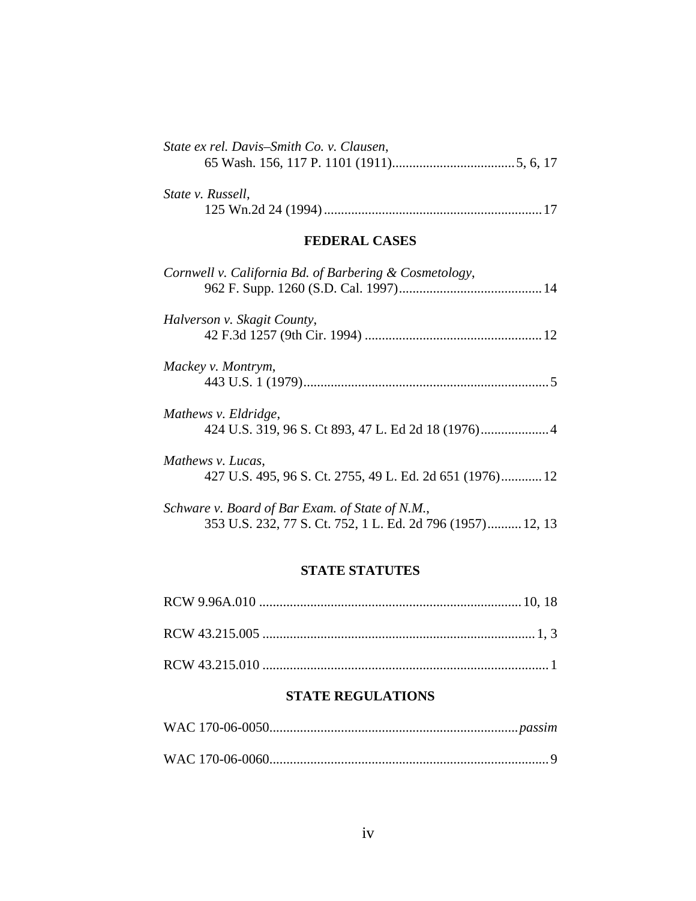*State ex rel. Davis–Smith Co. v. Clausen*,
65 Wash. 156, 117 P. 1101 (1911)....................................5, 6, 17

*State v. Russell*,
125 Wn.2d 24 (1994)................................................................17

## FEDERAL CASES

*Cornwell v. California Bd. of Barbering & Cosmetology*,
962 F. Supp. 1260 (S.D. Cal. 1997)..........................................14

*Halverson v. Skagit County*,
42 F.3d 1257 (9th Cir. 1994) ....................................................12

*Mackey v. Montrym*,
443 U.S. 1 (1979)........................................................................5

*Mathews v. Eldridge*,
424 U.S. 319, 96 S. Ct 893, 47 L. Ed 2d 18 (1976)....................4

*Mathews v. Lucas*,
427 U.S. 495, 96 S. Ct. 2755, 49 L. Ed. 2d 651 (1976)............12

*Schware v. Board of Bar Exam. of State of N.M.*,
353 U.S. 232, 77 S. Ct. 752, 1 L. Ed. 2d 796 (1957)..........12, 13

## STATE STATUTES

RCW 9.96A.010 .............................................................................10, 18

RCW 43.215.005 ................................................................................1, 3

RCW 43.215.010 ....................................................................................1

## STATE REGULATIONS

WAC 170-06-0050.........................................................................*passim*

WAC 170-06-0060..................................................................................9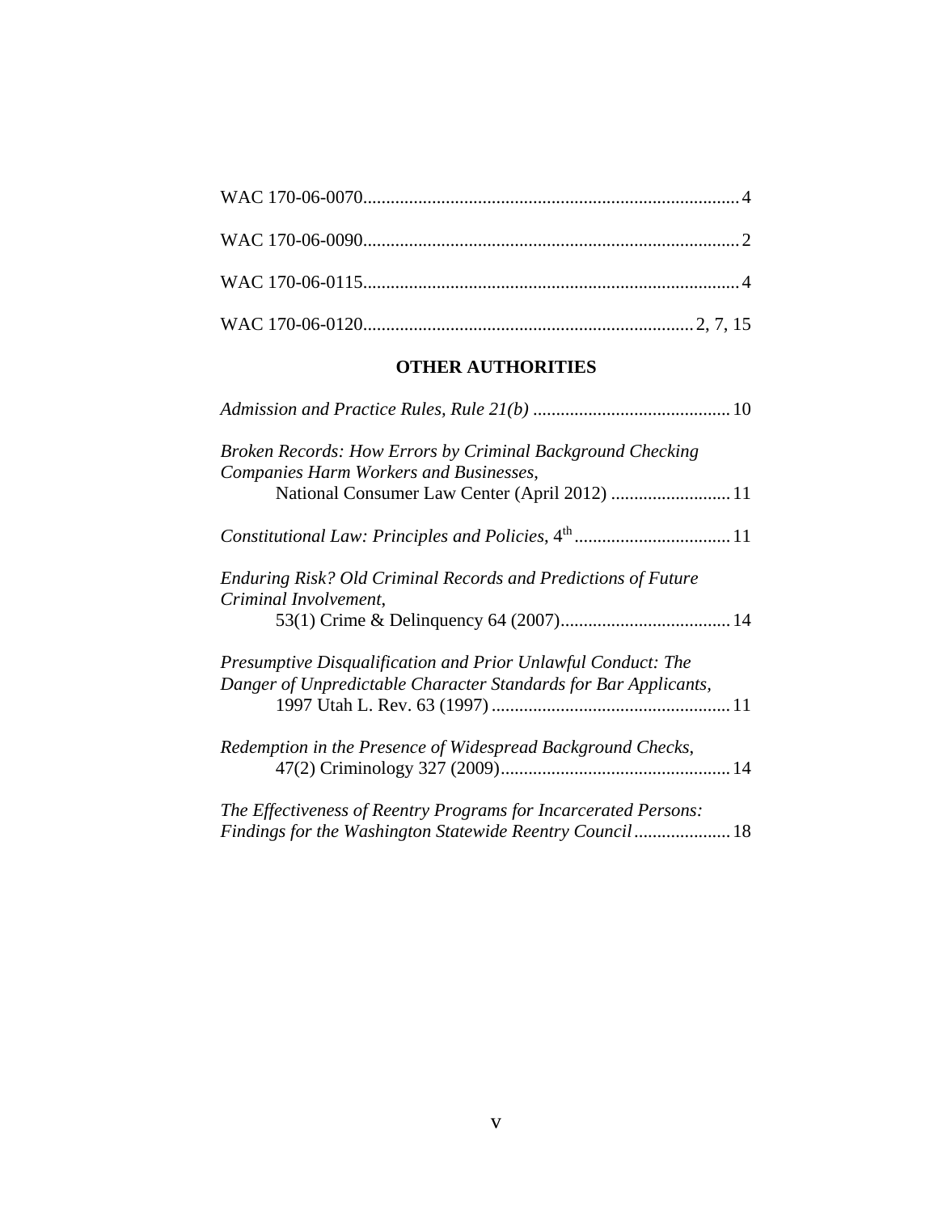WAC 170-06-0070 ........................................................................ 4

WAC 170-06-0090 ........................................................................ 2

WAC 170-06-0115 ........................................................................ 4

WAC 170-06-0120 .............................................................. 2, 7, 15

## OTHER AUTHORITIES

*Admission and Practice Rules, Rule 21(b)* .......................................... 10

*Broken Records: How Errors by Criminal Background Checking Companies Harm Workers and Businesses*,
National Consumer Law Center (April 2012) .......................... 11

*Constitutional Law: Principles and Policies*, 4th .................................. 11

*Enduring Risk? Old Criminal Records and Predictions of Future Criminal Involvement*,
53(1) Crime & Delinquency 64 (2007) ..................................... 14

*Presumptive Disqualification and Prior Unlawful Conduct: The Danger of Unpredictable Character Standards for Bar Applicants*,
1997 Utah L. Rev. 63 (1997) .................................................... 11

*Redemption in the Presence of Widespread Background Checks*,
47(2) Criminology 327 (2009) .................................................. 14

*The Effectiveness of Reentry Programs for Incarcerated Persons: Findings for the Washington Statewide Reentry Council* ..................... 18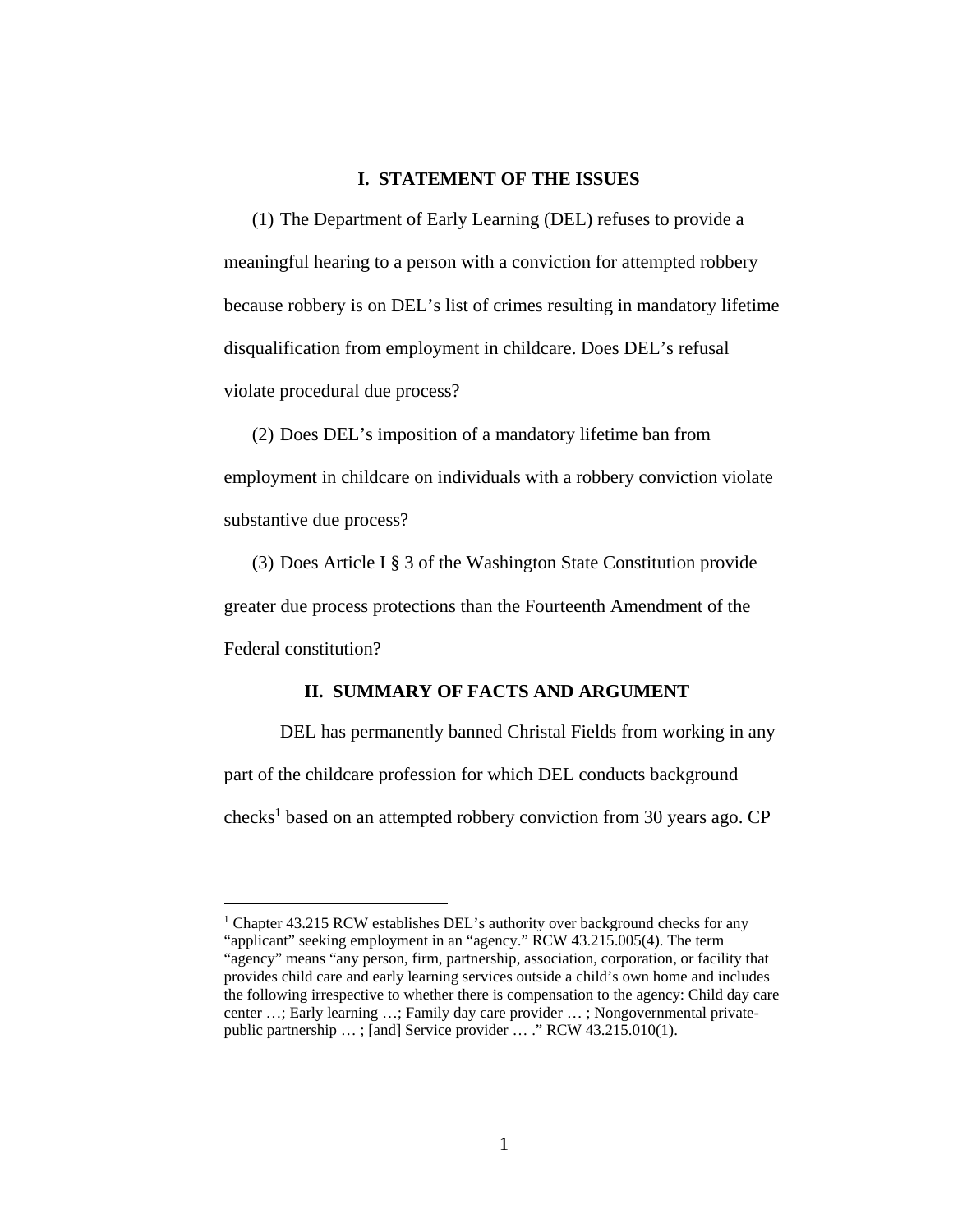## I. STATEMENT OF THE ISSUES

(1) The Department of Early Learning (DEL) refuses to provide a meaningful hearing to a person with a conviction for attempted robbery because robbery is on DEL's list of crimes resulting in mandatory lifetime disqualification from employment in childcare. Does DEL's refusal violate procedural due process?

(2) Does DEL's imposition of a mandatory lifetime ban from employment in childcare on individuals with a robbery conviction violate substantive due process?

(3) Does Article I § 3 of the Washington State Constitution provide greater due process protections than the Fourteenth Amendment of the Federal constitution?

## II. SUMMARY OF FACTS AND ARGUMENT

DEL has permanently banned Christal Fields from working in any part of the childcare profession for which DEL conducts background checks[1] based on an attempted robbery conviction from 30 years ago. CP

---

[1] Chapter 43.215 RCW establishes DEL's authority over background checks for any "applicant" seeking employment in an "agency." RCW 43.215.005(4). The term "agency" means "any person, firm, partnership, association, corporation, or facility that provides child care and early learning services outside a child's own home and includes the following irrespective to whether there is compensation to the agency: Child day care center …; Early learning …; Family day care provider … ; Nongovernmental private-public partnership … ; [and] Service provider … ." RCW 43.215.010(1).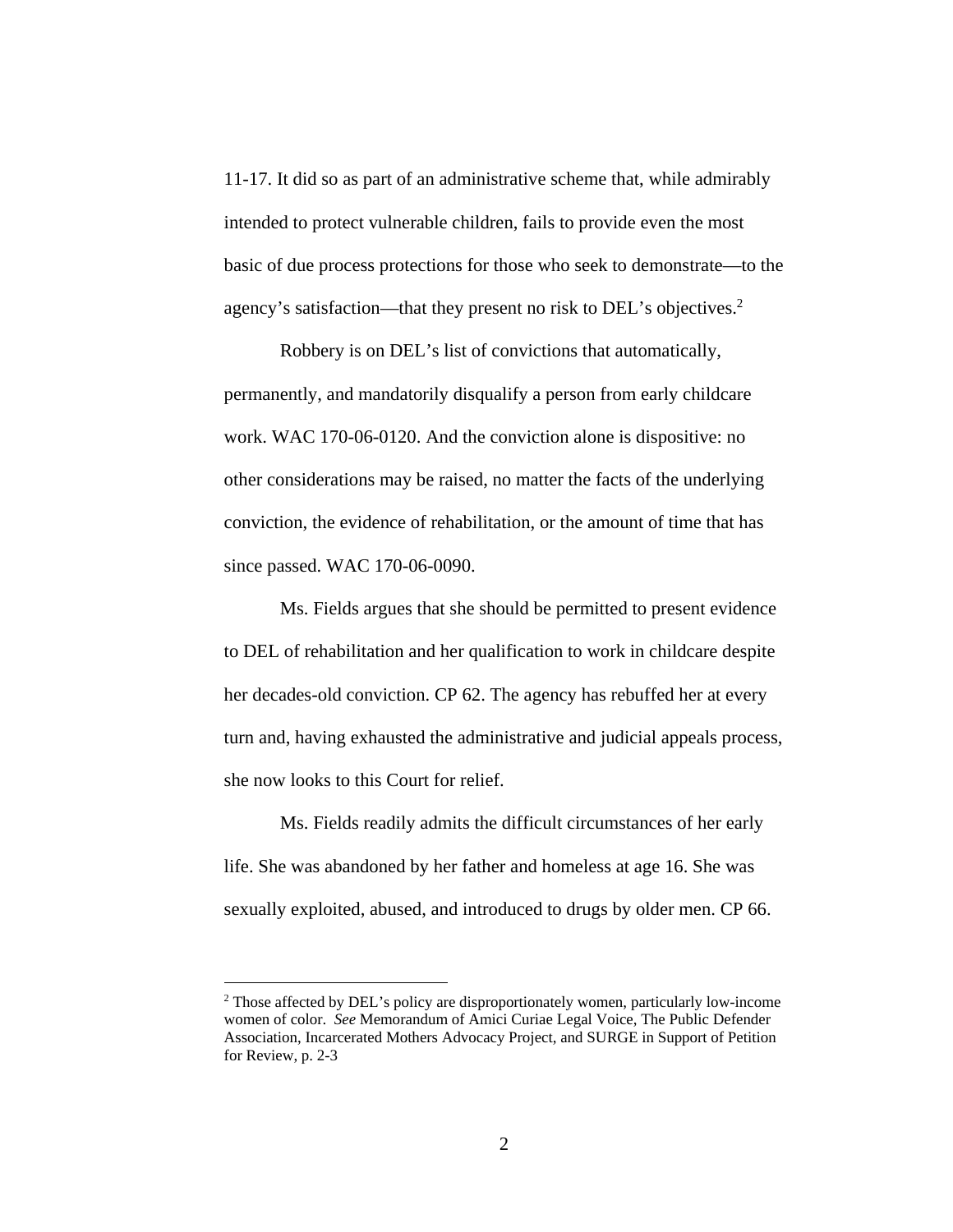11-17. It did so as part of an administrative scheme that, while admirably intended to protect vulnerable children, fails to provide even the most basic of due process protections for those who seek to demonstrate—to the agency's satisfaction—that they present no risk to DEL's objectives.[2]

Robbery is on DEL's list of convictions that automatically, permanently, and mandatorily disqualify a person from early childcare work. WAC 170-06-0120. And the conviction alone is dispositive: no other considerations may be raised, no matter the facts of the underlying conviction, the evidence of rehabilitation, or the amount of time that has since passed. WAC 170-06-0090.

Ms. Fields argues that she should be permitted to present evidence to DEL of rehabilitation and her qualification to work in childcare despite her decades-old conviction. CP 62. The agency has rebuffed her at every turn and, having exhausted the administrative and judicial appeals process, she now looks to this Court for relief.

Ms. Fields readily admits the difficult circumstances of her early life. She was abandoned by her father and homeless at age 16. She was sexually exploited, abused, and introduced to drugs by older men. CP 66.

---

[2] Those affected by DEL's policy are disproportionately women, particularly low-income women of color. *See* Memorandum of Amici Curiae Legal Voice, The Public Defender Association, Incarcerated Mothers Advocacy Project, and SURGE in Support of Petition for Review, p. 2-3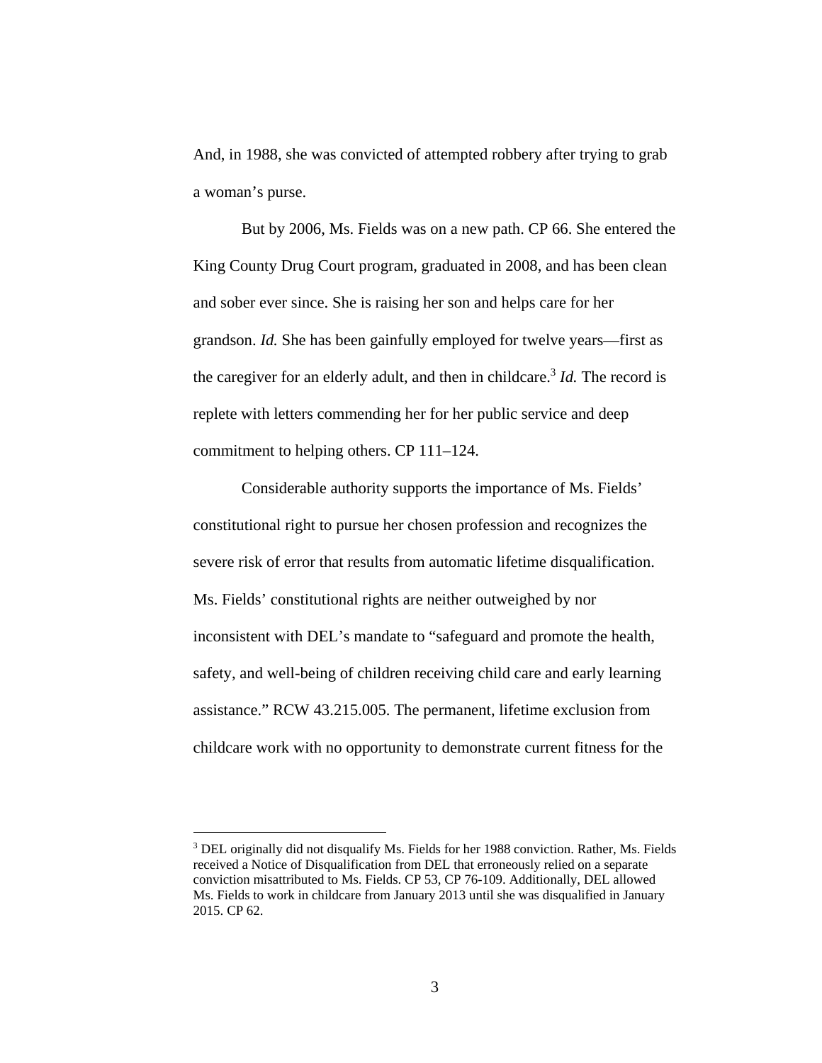And, in 1988, she was convicted of attempted robbery after trying to grab a woman's purse.

But by 2006, Ms. Fields was on a new path. CP 66. She entered the King County Drug Court program, graduated in 2008, and has been clean and sober ever since. She is raising her son and helps care for her grandson. *Id.* She has been gainfully employed for twelve years—first as the caregiver for an elderly adult, and then in childcare.[3] *Id.* The record is replete with letters commending her for her public service and deep commitment to helping others. CP 111–124.

Considerable authority supports the importance of Ms. Fields' constitutional right to pursue her chosen profession and recognizes the severe risk of error that results from automatic lifetime disqualification. Ms. Fields' constitutional rights are neither outweighed by nor inconsistent with DEL's mandate to "safeguard and promote the health, safety, and well-being of children receiving child care and early learning assistance." RCW 43.215.005. The permanent, lifetime exclusion from childcare work with no opportunity to demonstrate current fitness for the

[3] DEL originally did not disqualify Ms. Fields for her 1988 conviction. Rather, Ms. Fields received a Notice of Disqualification from DEL that erroneously relied on a separate conviction misattributed to Ms. Fields. CP 53, CP 76-109. Additionally, DEL allowed Ms. Fields to work in childcare from January 2013 until she was disqualified in January 2015. CP 62.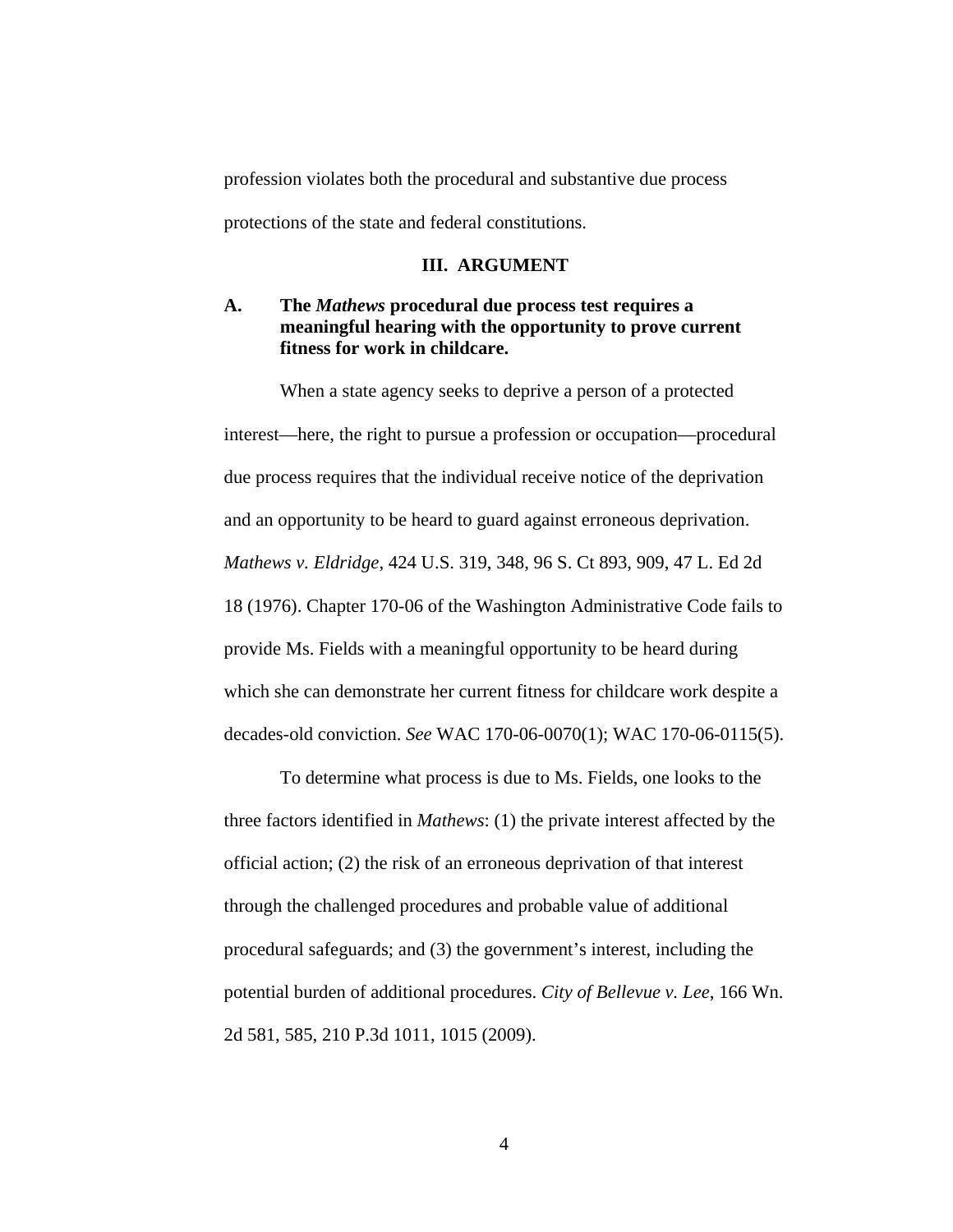profession violates both the procedural and substantive due process protections of the state and federal constitutions.

## III. ARGUMENT

### A. The *Mathews* procedural due process test requires a meaningful hearing with the opportunity to prove current fitness for work in childcare.

When a state agency seeks to deprive a person of a protected interest—here, the right to pursue a profession or occupation—procedural due process requires that the individual receive notice of the deprivation and an opportunity to be heard to guard against erroneous deprivation. *Mathews v. Eldridge*, 424 U.S. 319, 348, 96 S. Ct 893, 909, 47 L. Ed 2d 18 (1976). Chapter 170-06 of the Washington Administrative Code fails to provide Ms. Fields with a meaningful opportunity to be heard during which she can demonstrate her current fitness for childcare work despite a decades-old conviction. *See* WAC 170-06-0070(1); WAC 170-06-0115(5).

To determine what process is due to Ms. Fields, one looks to the three factors identified in *Mathews*: (1) the private interest affected by the official action; (2) the risk of an erroneous deprivation of that interest through the challenged procedures and probable value of additional procedural safeguards; and (3) the government's interest, including the potential burden of additional procedures. *City of Bellevue v. Lee*, 166 Wn. 2d 581, 585, 210 P.3d 1011, 1015 (2009).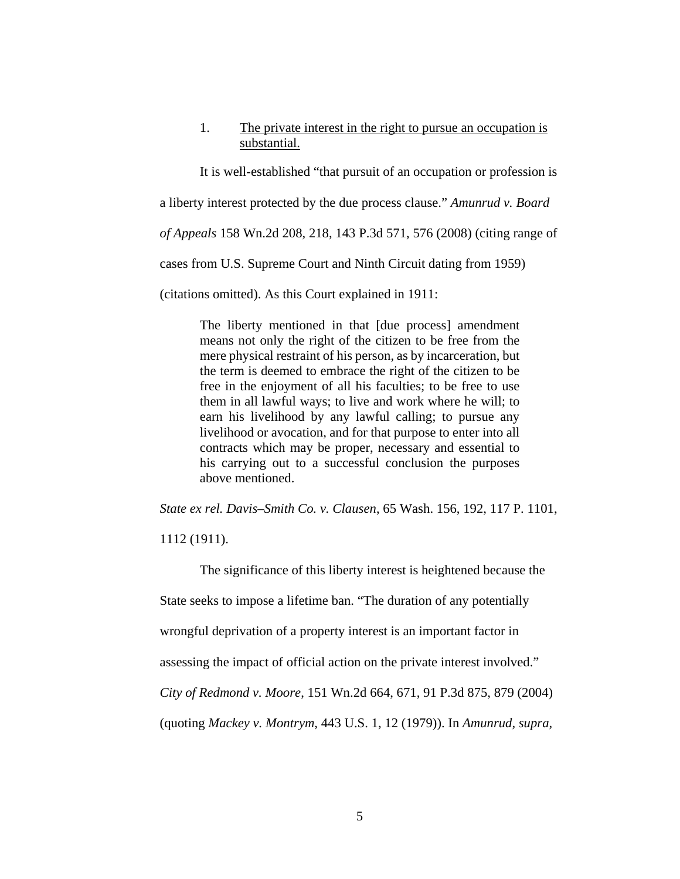1. <u>The private interest in the right to pursue an occupation is substantial.</u>

It is well-established "that pursuit of an occupation or profession is a liberty interest protected by the due process clause." *Amunrud v. Board of Appeals* 158 Wn.2d 208, 218, 143 P.3d 571, 576 (2008) (citing range of cases from U.S. Supreme Court and Ninth Circuit dating from 1959) (citations omitted). As this Court explained in 1911:

> The liberty mentioned in that [due process] amendment means not only the right of the citizen to be free from the mere physical restraint of his person, as by incarceration, but the term is deemed to embrace the right of the citizen to be free in the enjoyment of all his faculties; to be free to use them in all lawful ways; to live and work where he will; to earn his livelihood by any lawful calling; to pursue any livelihood or avocation, and for that purpose to enter into all contracts which may be proper, necessary and essential to his carrying out to a successful conclusion the purposes above mentioned.

*State ex rel. Davis–Smith Co. v. Clausen*, 65 Wash. 156, 192, 117 P. 1101, 1112 (1911).

The significance of this liberty interest is heightened because the State seeks to impose a lifetime ban. "The duration of any potentially wrongful deprivation of a property interest is an important factor in assessing the impact of official action on the private interest involved." *City of Redmond v. Moore*, 151 Wn.2d 664, 671, 91 P.3d 875, 879 (2004) (quoting *Mackey v. Montrym*, 443 U.S. 1, 12 (1979)). In *Amunrud*, *supra*,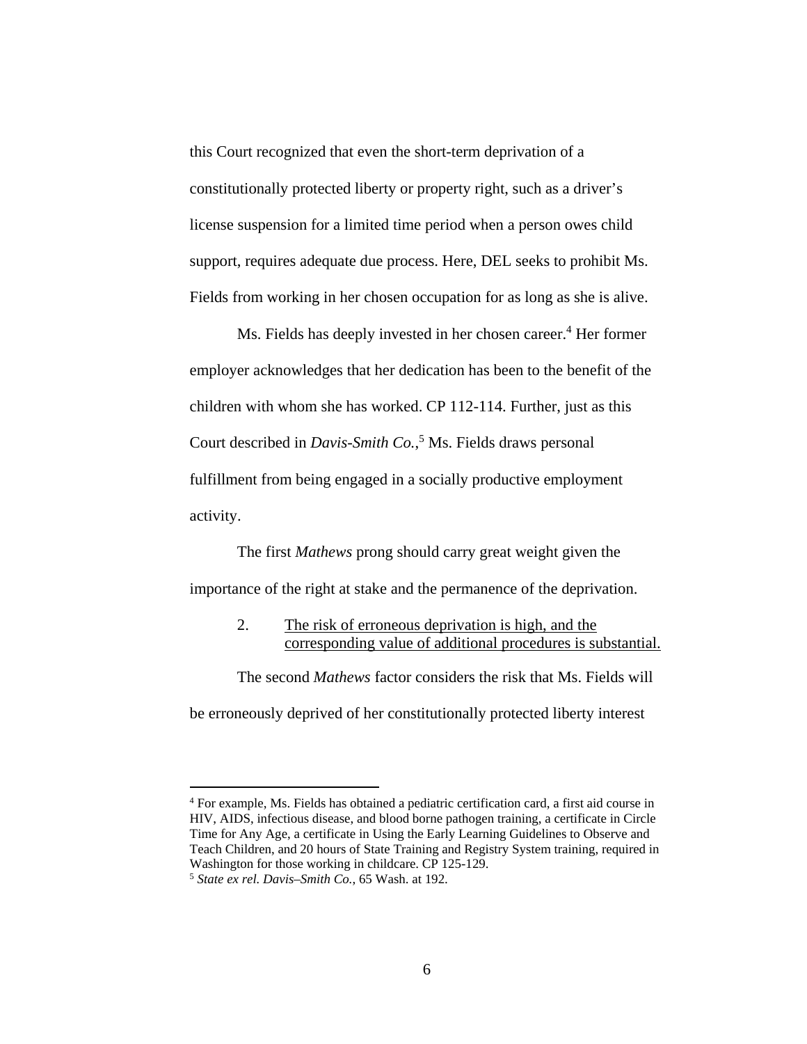this Court recognized that even the short-term deprivation of a constitutionally protected liberty or property right, such as a driver's license suspension for a limited time period when a person owes child support, requires adequate due process. Here, DEL seeks to prohibit Ms. Fields from working in her chosen occupation for as long as she is alive.

Ms. Fields has deeply invested in her chosen career.[4] Her former employer acknowledges that her dedication has been to the benefit of the children with whom she has worked. CP 112-114. Further, just as this Court described in *Davis-Smith Co.*,[5] Ms. Fields draws personal fulfillment from being engaged in a socially productive employment activity.

The first *Mathews* prong should carry great weight given the importance of the right at stake and the permanence of the deprivation.

2. <u>The risk of erroneous deprivation is high, and the corresponding value of additional procedures is substantial.</u>

The second *Mathews* factor considers the risk that Ms. Fields will be erroneously deprived of her constitutionally protected liberty interest

---

[4] For example, Ms. Fields has obtained a pediatric certification card, a first aid course in HIV, AIDS, infectious disease, and blood borne pathogen training, a certificate in Circle Time for Any Age, a certificate in Using the Early Learning Guidelines to Observe and Teach Children, and 20 hours of State Training and Registry System training, required in Washington for those working in childcare. CP 125-129.

[5] *State ex rel. Davis–Smith Co.*, 65 Wash. at 192.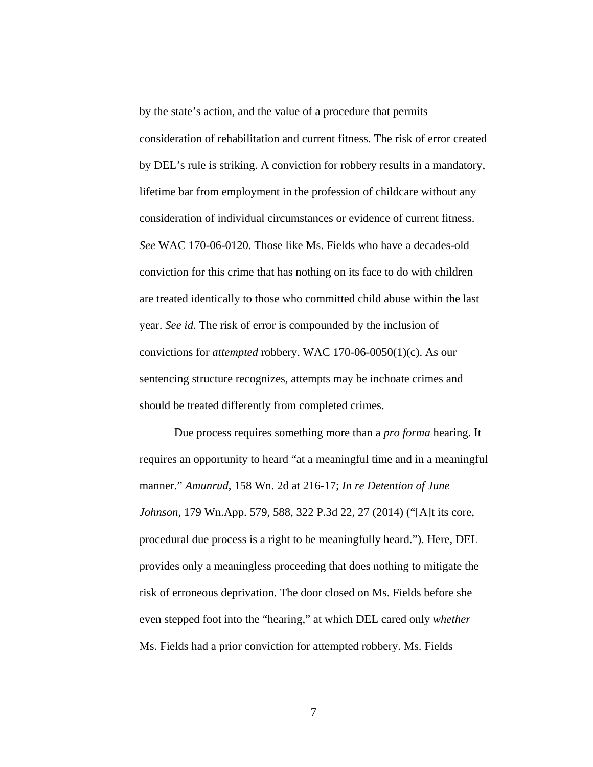by the state's action, and the value of a procedure that permits consideration of rehabilitation and current fitness. The risk of error created by DEL's rule is striking. A conviction for robbery results in a mandatory, lifetime bar from employment in the profession of childcare without any consideration of individual circumstances or evidence of current fitness. *See* WAC 170-06-0120. Those like Ms. Fields who have a decades-old conviction for this crime that has nothing on its face to do with children are treated identically to those who committed child abuse within the last year. *See id*. The risk of error is compounded by the inclusion of convictions for *attempted* robbery. WAC 170-06-0050(1)(c). As our sentencing structure recognizes, attempts may be inchoate crimes and should be treated differently from completed crimes.

Due process requires something more than a *pro forma* hearing. It requires an opportunity to heard "at a meaningful time and in a meaningful manner." *Amunrud*, 158 Wn. 2d at 216-17; *In re Detention of June Johnson*, 179 Wn.App. 579, 588, 322 P.3d 22, 27 (2014) ("[A]t its core, procedural due process is a right to be meaningfully heard."). Here, DEL provides only a meaningless proceeding that does nothing to mitigate the risk of erroneous deprivation. The door closed on Ms. Fields before she even stepped foot into the "hearing," at which DEL cared only *whether* Ms. Fields had a prior conviction for attempted robbery. Ms. Fields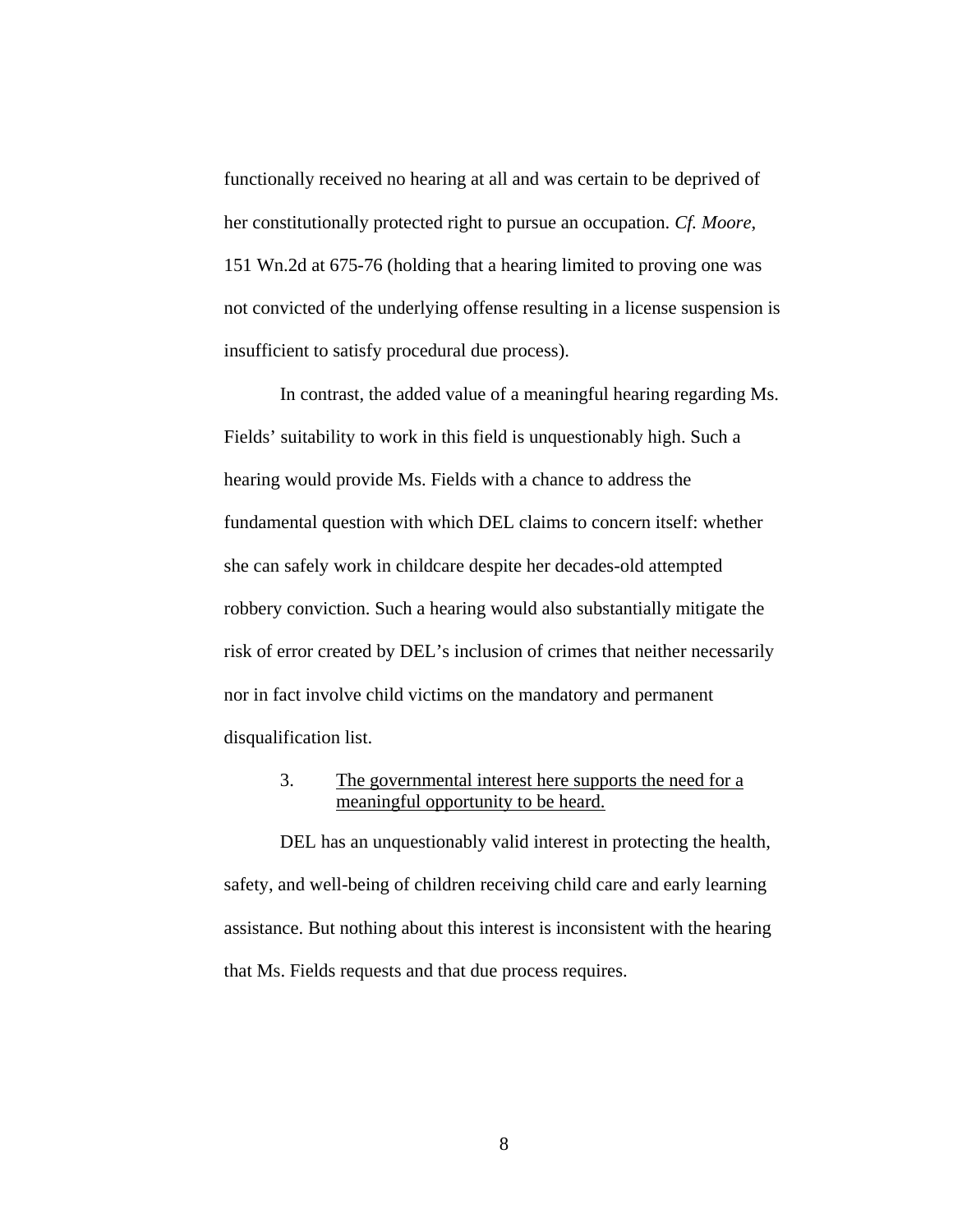functionally received no hearing at all and was certain to be deprived of her constitutionally protected right to pursue an occupation. *Cf. Moore*, 151 Wn.2d at 675-76 (holding that a hearing limited to proving one was not convicted of the underlying offense resulting in a license suspension is insufficient to satisfy procedural due process).

In contrast, the added value of a meaningful hearing regarding Ms. Fields' suitability to work in this field is unquestionably high. Such a hearing would provide Ms. Fields with a chance to address the fundamental question with which DEL claims to concern itself: whether she can safely work in childcare despite her decades-old attempted robbery conviction. Such a hearing would also substantially mitigate the risk of error created by DEL's inclusion of crimes that neither necessarily nor in fact involve child victims on the mandatory and permanent disqualification list.

3. <u>The governmental interest here supports the need for a meaningful opportunity to be heard.</u>

DEL has an unquestionably valid interest in protecting the health, safety, and well-being of children receiving child care and early learning assistance. But nothing about this interest is inconsistent with the hearing that Ms. Fields requests and that due process requires.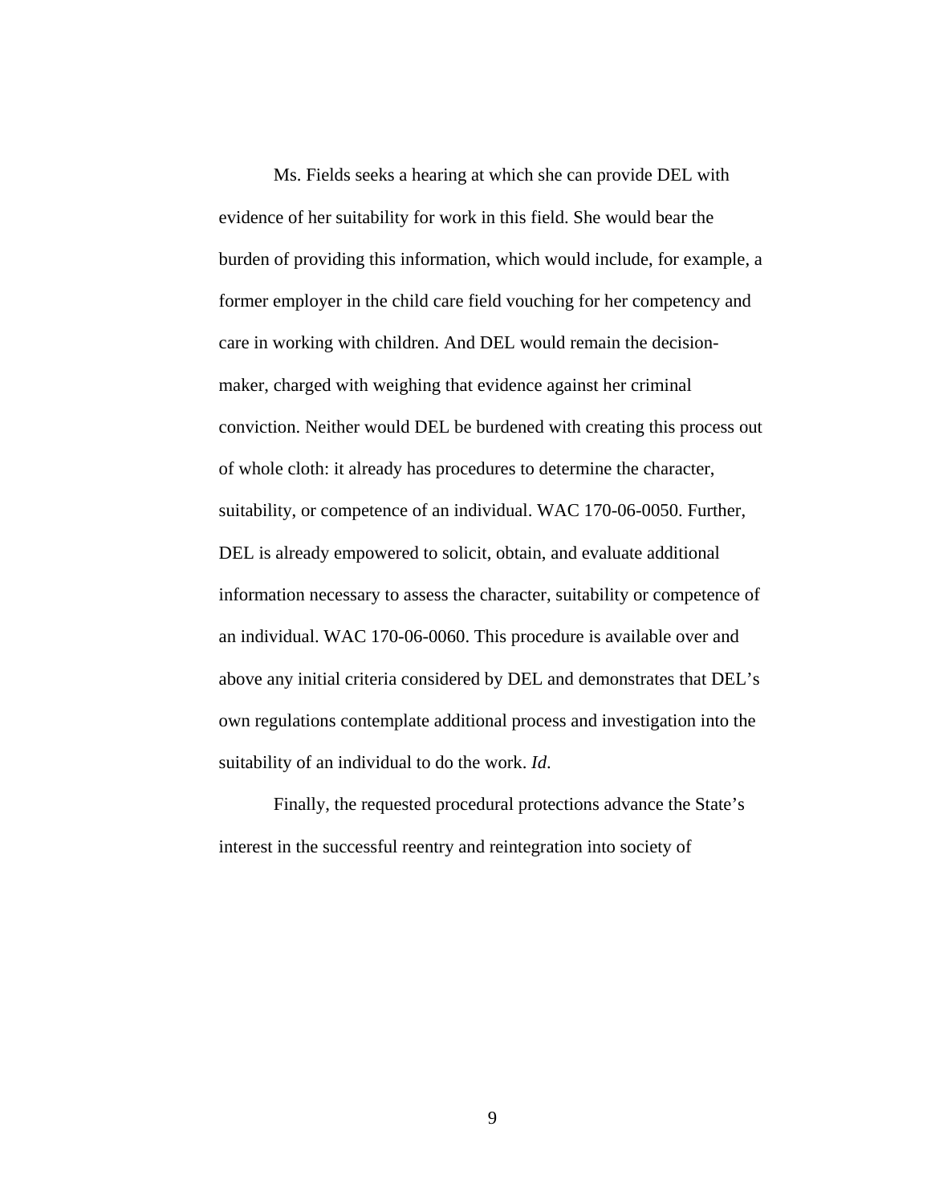Ms. Fields seeks a hearing at which she can provide DEL with evidence of her suitability for work in this field. She would bear the burden of providing this information, which would include, for example, a former employer in the child care field vouching for her competency and care in working with children. And DEL would remain the decision-maker, charged with weighing that evidence against her criminal conviction. Neither would DEL be burdened with creating this process out of whole cloth: it already has procedures to determine the character, suitability, or competence of an individual. WAC 170-06-0050. Further, DEL is already empowered to solicit, obtain, and evaluate additional information necessary to assess the character, suitability or competence of an individual. WAC 170-06-0060. This procedure is available over and above any initial criteria considered by DEL and demonstrates that DEL's own regulations contemplate additional process and investigation into the suitability of an individual to do the work. *Id*.

Finally, the requested procedural protections advance the State's interest in the successful reentry and reintegration into society of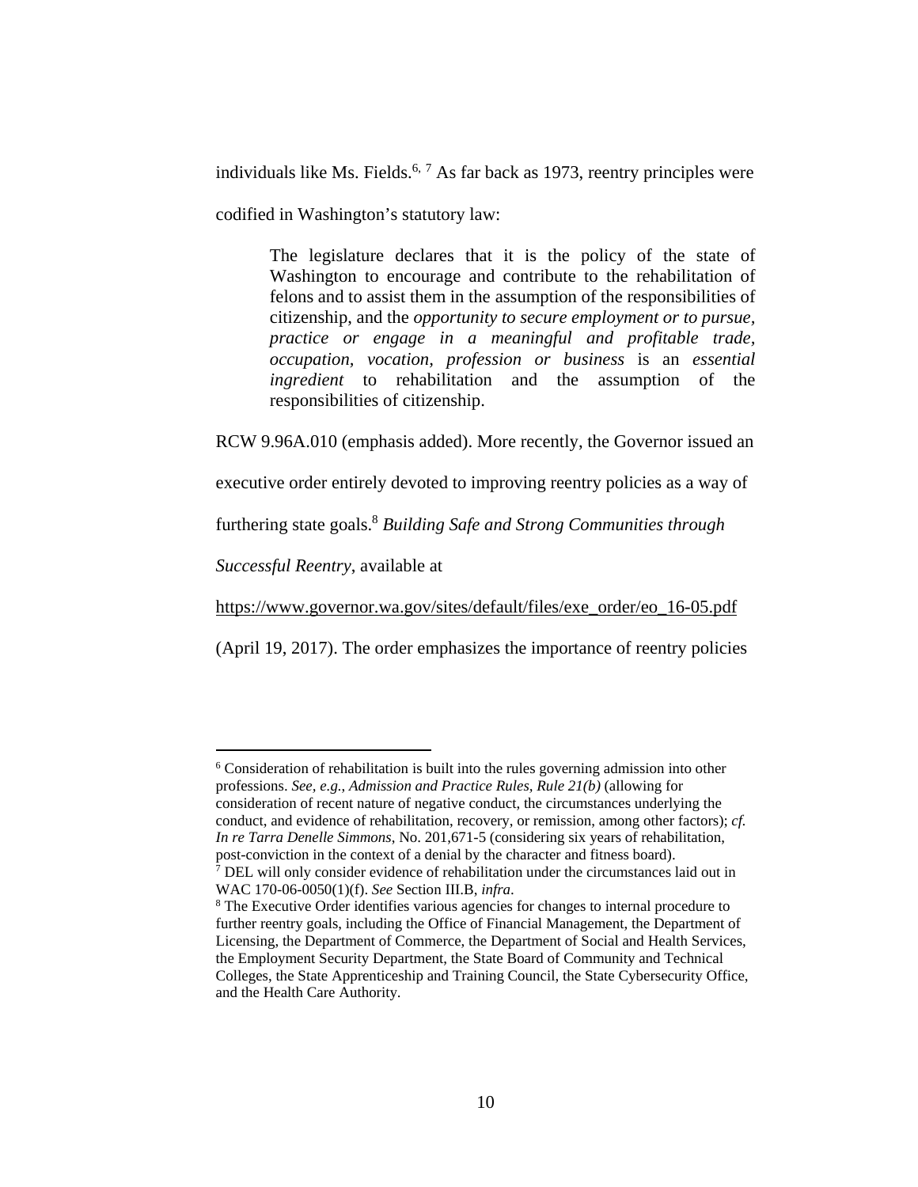individuals like Ms. Fields.[6, 7] As far back as 1973, reentry principles were codified in Washington's statutory law:

> The legislature declares that it is the policy of the state of Washington to encourage and contribute to the rehabilitation of felons and to assist them in the assumption of the responsibilities of citizenship, and the *opportunity to secure employment or to pursue, practice or engage in a meaningful and profitable trade, occupation, vocation, profession or business* is an *essential ingredient* to rehabilitation and the assumption of the responsibilities of citizenship.

RCW 9.96A.010 (emphasis added). More recently, the Governor issued an executive order entirely devoted to improving reentry policies as a way of furthering state goals.[8] *Building Safe and Strong Communities through Successful Reentry*, available at https://www.governor.wa.gov/sites/default/files/exe_order/eo_16-05.pdf (April 19, 2017). The order emphasizes the importance of reentry policies

---

[6] Consideration of rehabilitation is built into the rules governing admission into other professions. *See, e.g., Admission and Practice Rules, Rule 21(b)* (allowing for consideration of recent nature of negative conduct, the circumstances underlying the conduct, and evidence of rehabilitation, recovery, or remission, among other factors); *cf. In re Tarra Denelle Simmons*, No. 201,671-5 (considering six years of rehabilitation, post-conviction in the context of a denial by the character and fitness board).

[7] DEL will only consider evidence of rehabilitation under the circumstances laid out in WAC 170-06-0050(1)(f). *See* Section III.B, *infra*.

[8] The Executive Order identifies various agencies for changes to internal procedure to further reentry goals, including the Office of Financial Management, the Department of Licensing, the Department of Commerce, the Department of Social and Health Services, the Employment Security Department, the State Board of Community and Technical Colleges, the State Apprenticeship and Training Council, the State Cybersecurity Office, and the Health Care Authority.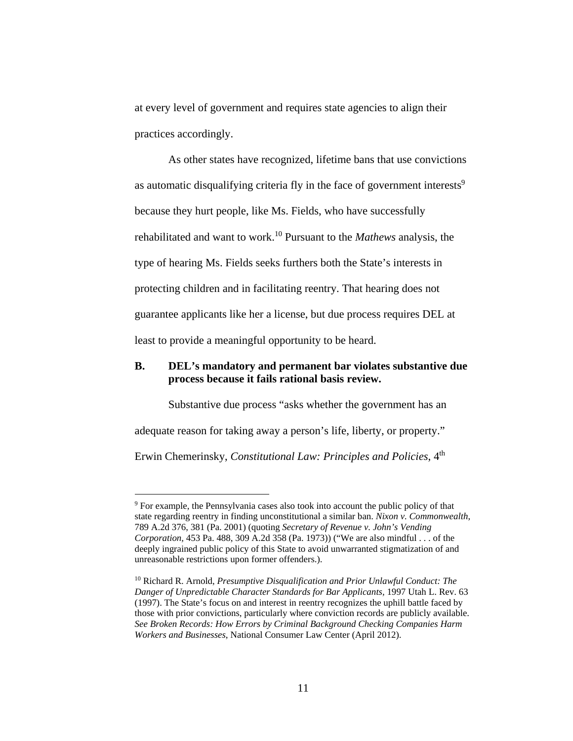at every level of government and requires state agencies to align their practices accordingly.

As other states have recognized, lifetime bans that use convictions as automatic disqualifying criteria fly in the face of government interests[9] because they hurt people, like Ms. Fields, who have successfully rehabilitated and want to work.[10] Pursuant to the *Mathews* analysis, the type of hearing Ms. Fields seeks furthers both the State's interests in protecting children and in facilitating reentry. That hearing does not guarantee applicants like her a license, but due process requires DEL at least to provide a meaningful opportunity to be heard.

**B. DEL's mandatory and permanent bar violates substantive due process because it fails rational basis review.**

Substantive due process "asks whether the government has an adequate reason for taking away a person's life, liberty, or property." Erwin Chemerinsky, *Constitutional Law: Principles and Policies*, 4th

---

[9] For example, the Pennsylvania cases also took into account the public policy of that state regarding reentry in finding unconstitutional a similar ban. *Nixon v. Commonwealth*, 789 A.2d 376, 381 (Pa. 2001) (quoting *Secretary of Revenue v. John's Vending Corporation*, 453 Pa. 488, 309 A.2d 358 (Pa. 1973)) ("We are also mindful . . . of the deeply ingrained public policy of this State to avoid unwarranted stigmatization of and unreasonable restrictions upon former offenders.).

[10] Richard R. Arnold, *Presumptive Disqualification and Prior Unlawful Conduct: The Danger of Unpredictable Character Standards for Bar Applicants*, 1997 Utah L. Rev. 63 (1997). The State's focus on and interest in reentry recognizes the uphill battle faced by those with prior convictions, particularly where conviction records are publicly available. *See Broken Records: How Errors by Criminal Background Checking Companies Harm Workers and Businesses*, National Consumer Law Center (April 2012).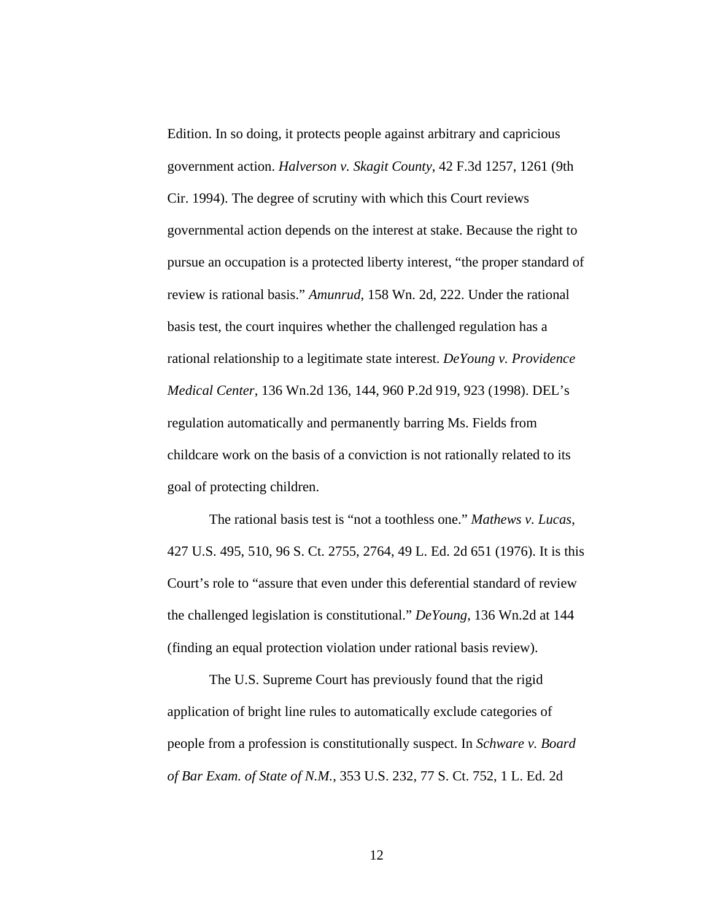Edition. In so doing, it protects people against arbitrary and capricious government action. *Halverson v. Skagit County*, 42 F.3d 1257, 1261 (9th Cir. 1994). The degree of scrutiny with which this Court reviews governmental action depends on the interest at stake. Because the right to pursue an occupation is a protected liberty interest, "the proper standard of review is rational basis." *Amunrud*, 158 Wn. 2d, 222. Under the rational basis test, the court inquires whether the challenged regulation has a rational relationship to a legitimate state interest. *DeYoung v. Providence Medical Center*, 136 Wn.2d 136, 144, 960 P.2d 919, 923 (1998). DEL's regulation automatically and permanently barring Ms. Fields from childcare work on the basis of a conviction is not rationally related to its goal of protecting children.

The rational basis test is "not a toothless one." *Mathews v. Lucas*, 427 U.S. 495, 510, 96 S. Ct. 2755, 2764, 49 L. Ed. 2d 651 (1976). It is this Court's role to "assure that even under this deferential standard of review the challenged legislation is constitutional." *DeYoung*, 136 Wn.2d at 144 (finding an equal protection violation under rational basis review).

The U.S. Supreme Court has previously found that the rigid application of bright line rules to automatically exclude categories of people from a profession is constitutionally suspect. In *Schware v. Board of Bar Exam. of State of N.M.*, 353 U.S. 232, 77 S. Ct. 752, 1 L. Ed. 2d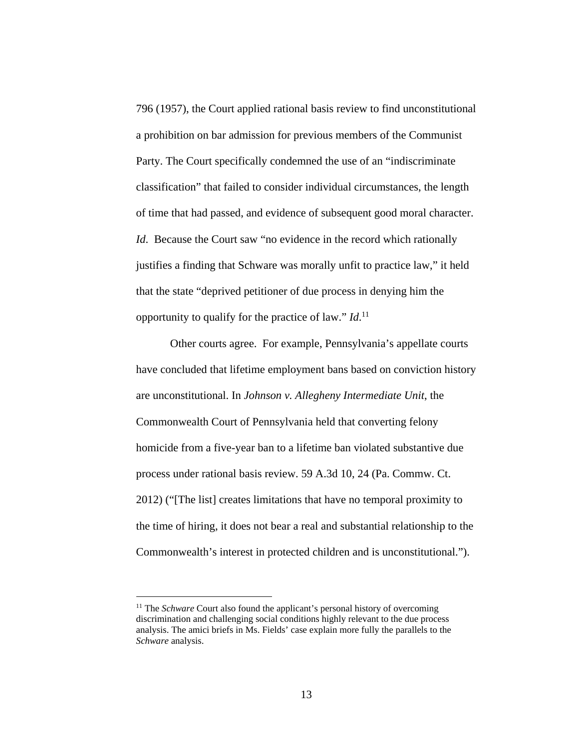796 (1957), the Court applied rational basis review to find unconstitutional a prohibition on bar admission for previous members of the Communist Party. The Court specifically condemned the use of an "indiscriminate classification" that failed to consider individual circumstances, the length of time that had passed, and evidence of subsequent good moral character. *Id*. Because the Court saw "no evidence in the record which rationally justifies a finding that Schware was morally unfit to practice law," it held that the state "deprived petitioner of due process in denying him the opportunity to qualify for the practice of law." *Id*.[11]

Other courts agree. For example, Pennsylvania's appellate courts have concluded that lifetime employment bans based on conviction history are unconstitutional. In *Johnson v. Allegheny Intermediate Unit*, the Commonwealth Court of Pennsylvania held that converting felony homicide from a five-year ban to a lifetime ban violated substantive due process under rational basis review. 59 A.3d 10, 24 (Pa. Commw. Ct. 2012) ("[The list] creates limitations that have no temporal proximity to the time of hiring, it does not bear a real and substantial relationship to the Commonwealth's interest in protected children and is unconstitutional.").

[11] The *Schware* Court also found the applicant's personal history of overcoming discrimination and challenging social conditions highly relevant to the due process analysis. The amici briefs in Ms. Fields' case explain more fully the parallels to the *Schware* analysis.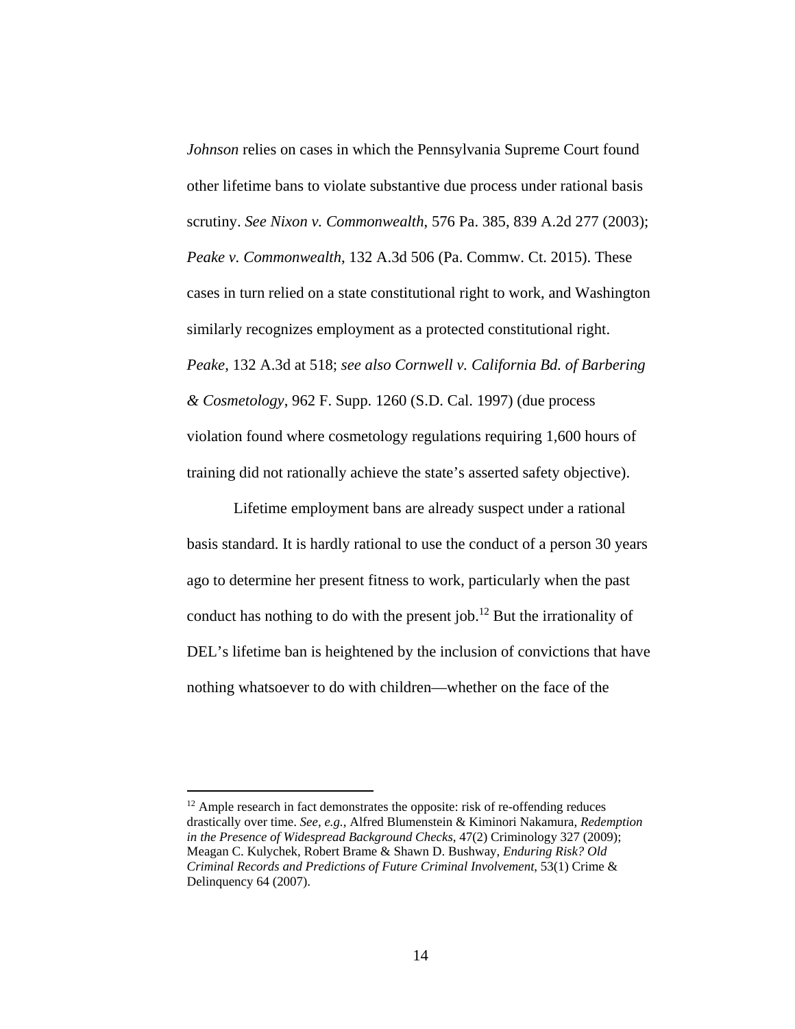*Johnson* relies on cases in which the Pennsylvania Supreme Court found other lifetime bans to violate substantive due process under rational basis scrutiny. *See Nixon v. Commonwealth*, 576 Pa. 385, 839 A.2d 277 (2003); *Peake v. Commonwealth*, 132 A.3d 506 (Pa. Commw. Ct. 2015). These cases in turn relied on a state constitutional right to work, and Washington similarly recognizes employment as a protected constitutional right. *Peake*, 132 A.3d at 518; *see also Cornwell v. California Bd. of Barbering & Cosmetology*, 962 F. Supp. 1260 (S.D. Cal. 1997) (due process violation found where cosmetology regulations requiring 1,600 hours of training did not rationally achieve the state's asserted safety objective).

Lifetime employment bans are already suspect under a rational basis standard. It is hardly rational to use the conduct of a person 30 years ago to determine her present fitness to work, particularly when the past conduct has nothing to do with the present job.[12] But the irrationality of DEL's lifetime ban is heightened by the inclusion of convictions that have nothing whatsoever to do with children—whether on the face of the

---

[12] Ample research in fact demonstrates the opposite: risk of re-offending reduces drastically over time. *See, e.g.*, Alfred Blumenstein & Kiminori Nakamura, *Redemption in the Presence of Widespread Background Checks*, 47(2) Criminology 327 (2009); Meagan C. Kulychek, Robert Brame & Shawn D. Bushway, *Enduring Risk? Old Criminal Records and Predictions of Future Criminal Involvement*, 53(1) Crime & Delinquency 64 (2007).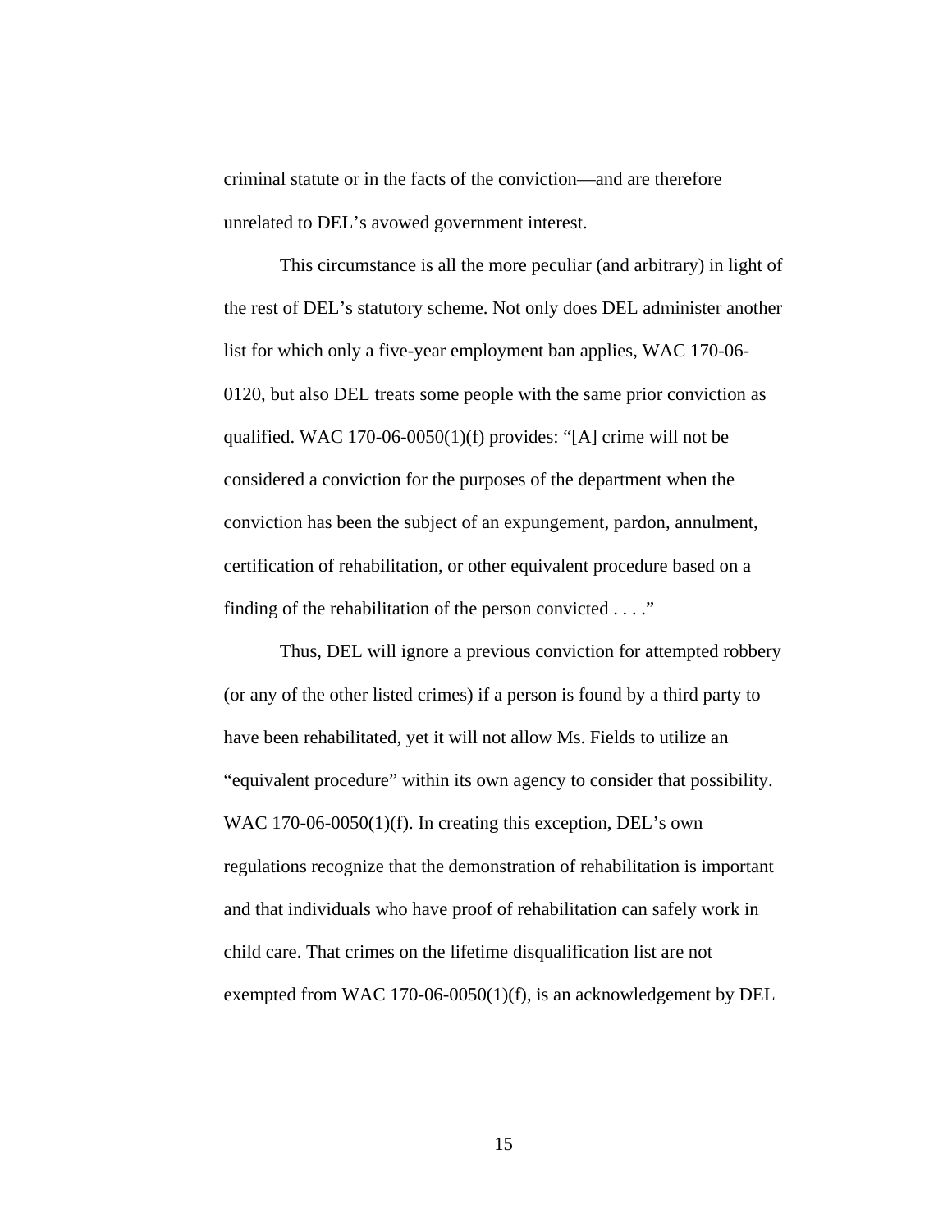criminal statute or in the facts of the conviction—and are therefore unrelated to DEL's avowed government interest.

This circumstance is all the more peculiar (and arbitrary) in light of the rest of DEL's statutory scheme. Not only does DEL administer another list for which only a five-year employment ban applies, WAC 170-06-0120, but also DEL treats some people with the same prior conviction as qualified. WAC 170-06-0050(1)(f) provides: "[A] crime will not be considered a conviction for the purposes of the department when the conviction has been the subject of an expungement, pardon, annulment, certification of rehabilitation, or other equivalent procedure based on a finding of the rehabilitation of the person convicted . . . ."

Thus, DEL will ignore a previous conviction for attempted robbery (or any of the other listed crimes) if a person is found by a third party to have been rehabilitated, yet it will not allow Ms. Fields to utilize an "equivalent procedure" within its own agency to consider that possibility. WAC 170-06-0050(1)(f). In creating this exception, DEL's own regulations recognize that the demonstration of rehabilitation is important and that individuals who have proof of rehabilitation can safely work in child care. That crimes on the lifetime disqualification list are not exempted from WAC 170-06-0050(1)(f), is an acknowledgement by DEL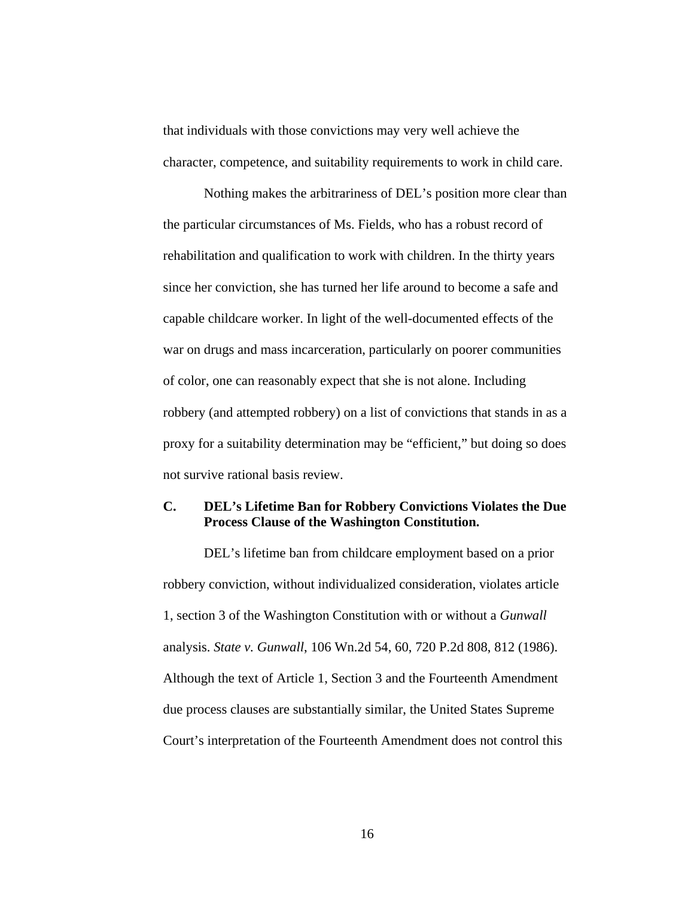that individuals with those convictions may very well achieve the character, competence, and suitability requirements to work in child care.

Nothing makes the arbitrariness of DEL's position more clear than the particular circumstances of Ms. Fields, who has a robust record of rehabilitation and qualification to work with children. In the thirty years since her conviction, she has turned her life around to become a safe and capable childcare worker. In light of the well-documented effects of the war on drugs and mass incarceration, particularly on poorer communities of color, one can reasonably expect that she is not alone. Including robbery (and attempted robbery) on a list of convictions that stands in as a proxy for a suitability determination may be "efficient," but doing so does not survive rational basis review.

### C. DEL's Lifetime Ban for Robbery Convictions Violates the Due Process Clause of the Washington Constitution.

DEL's lifetime ban from childcare employment based on a prior robbery conviction, without individualized consideration, violates article 1, section 3 of the Washington Constitution with or without a *Gunwall* analysis. *State v. Gunwall*, 106 Wn.2d 54, 60, 720 P.2d 808, 812 (1986). Although the text of Article 1, Section 3 and the Fourteenth Amendment due process clauses are substantially similar, the United States Supreme Court's interpretation of the Fourteenth Amendment does not control this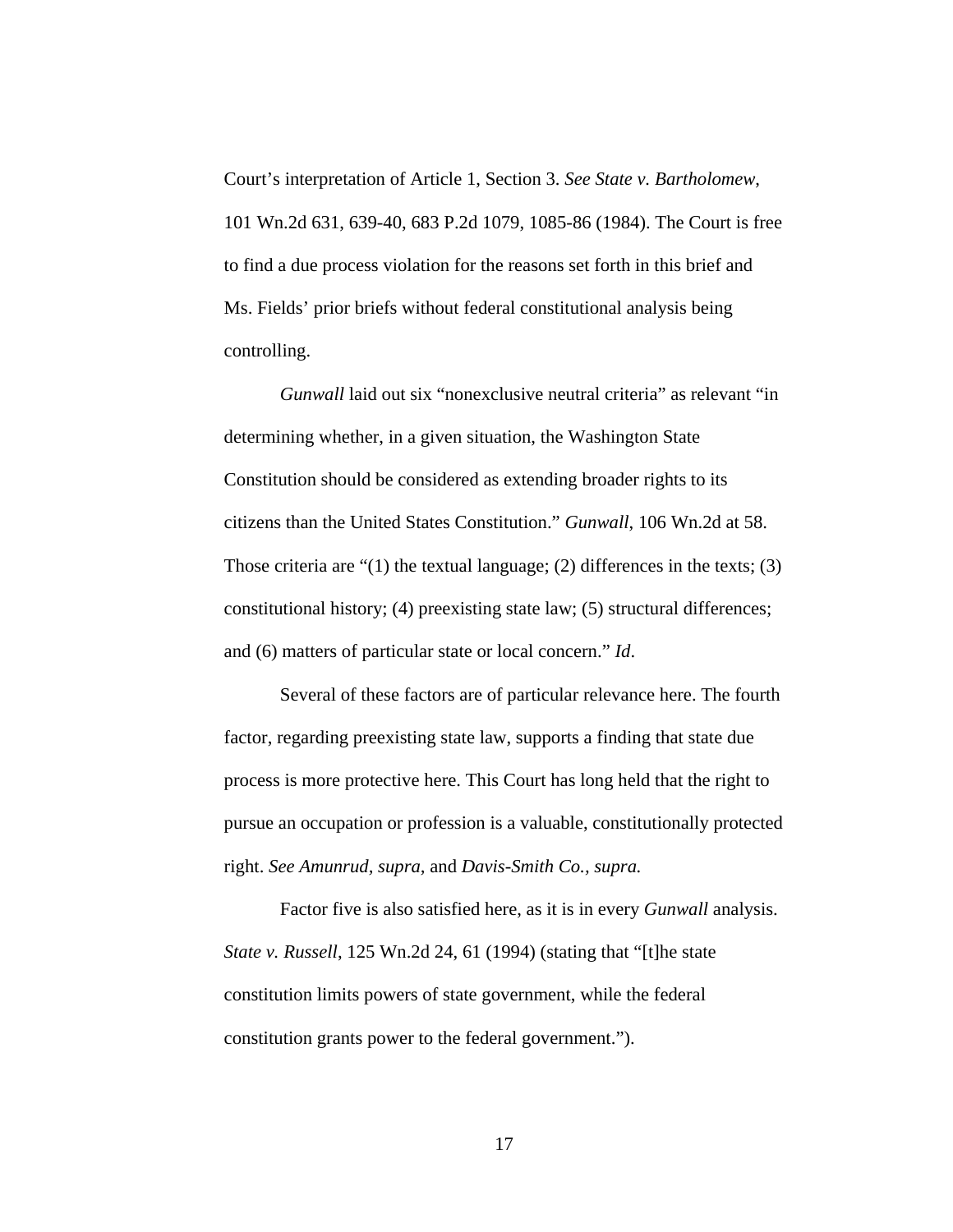Court's interpretation of Article 1, Section 3. *See State v. Bartholomew*, 101 Wn.2d 631, 639-40, 683 P.2d 1079, 1085-86 (1984). The Court is free to find a due process violation for the reasons set forth in this brief and Ms. Fields' prior briefs without federal constitutional analysis being controlling.

*Gunwall* laid out six "nonexclusive neutral criteria" as relevant "in determining whether, in a given situation, the Washington State Constitution should be considered as extending broader rights to its citizens than the United States Constitution." *Gunwall*, 106 Wn.2d at 58. Those criteria are "(1) the textual language; (2) differences in the texts; (3) constitutional history; (4) preexisting state law; (5) structural differences; and (6) matters of particular state or local concern." *Id*.

Several of these factors are of particular relevance here. The fourth factor, regarding preexisting state law, supports a finding that state due process is more protective here. This Court has long held that the right to pursue an occupation or profession is a valuable, constitutionally protected right. *See Amunrud*, *supra,* and *Davis-Smith Co.*, *supra.*

Factor five is also satisfied here, as it is in every *Gunwall* analysis. *State v. Russell*, 125 Wn.2d 24, 61 (1994) (stating that "[t]he state constitution limits powers of state government, while the federal constitution grants power to the federal government.").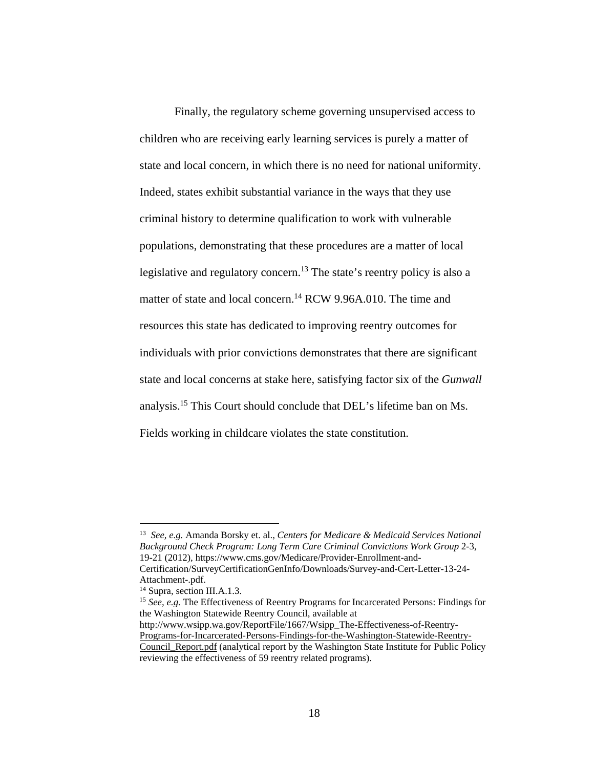Finally, the regulatory scheme governing unsupervised access to children who are receiving early learning services is purely a matter of state and local concern, in which there is no need for national uniformity. Indeed, states exhibit substantial variance in the ways that they use criminal history to determine qualification to work with vulnerable populations, demonstrating that these procedures are a matter of local legislative and regulatory concern.[13] The state's reentry policy is also a matter of state and local concern.[14] RCW 9.96A.010. The time and resources this state has dedicated to improving reentry outcomes for individuals with prior convictions demonstrates that there are significant state and local concerns at stake here, satisfying factor six of the *Gunwall* analysis.[15] This Court should conclude that DEL's lifetime ban on Ms. Fields working in childcare violates the state constitution.

---

[13] *See, e.g.* Amanda Borsky et. al., *Centers for Medicare & Medicaid Services National Background Check Program: Long Term Care Criminal Convictions Work Group* 2-3, 19-21 (2012), https://www.cms.gov/Medicare/Provider-Enrollment-and-Certification/SurveyCertificationGenInfo/Downloads/Survey-and-Cert-Letter-13-24-Attachment-.pdf.

[14] Supra, section III.A.1.3.

[15] *See, e.g.* The Effectiveness of Reentry Programs for Incarcerated Persons: Findings for the Washington Statewide Reentry Council, available at http://www.wsipp.wa.gov/ReportFile/1667/Wsipp_The-Effectiveness-of-Reentry-Programs-for-Incarcerated-Persons-Findings-for-the-Washington-Statewide-Reentry-Council_Report.pdf (analytical report by the Washington State Institute for Public Policy reviewing the effectiveness of 59 reentry related programs).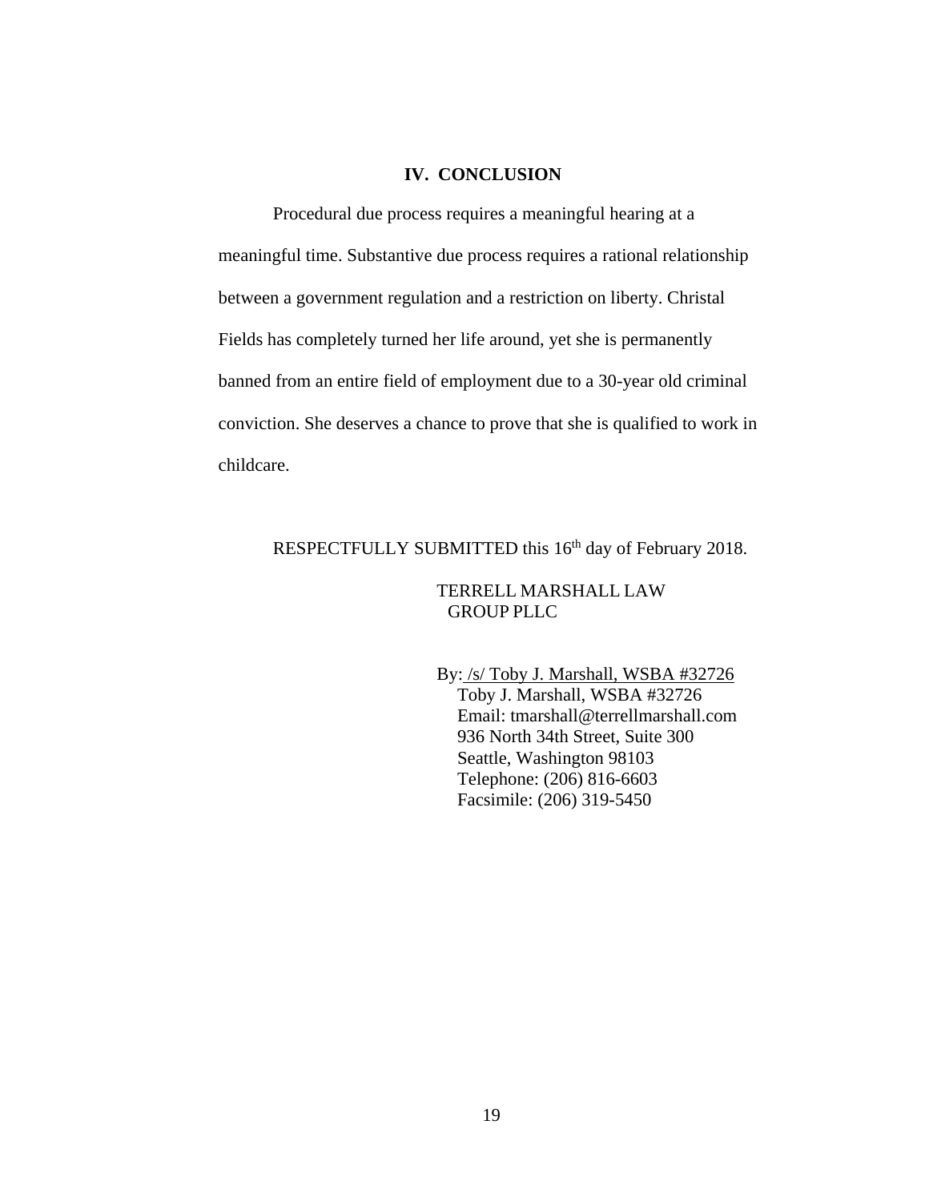## IV. CONCLUSION

Procedural due process requires a meaningful hearing at a meaningful time. Substantive due process requires a rational relationship between a government regulation and a restriction on liberty. Christal Fields has completely turned her life around, yet she is permanently banned from an entire field of employment due to a 30-year old criminal conviction. She deserves a chance to prove that she is qualified to work in childcare.

RESPECTFULLY SUBMITTED this 16th day of February 2018.

TERRELL MARSHALL LAW GROUP PLLC

By: /s/ Toby J. Marshall, WSBA #32726
Toby J. Marshall, WSBA #32726
Email: tmarshall@terrellmarshall.com
936 North 34th Street, Suite 300
Seattle, Washington 98103
Telephone: (206) 816-6603
Facsimile: (206) 319-5450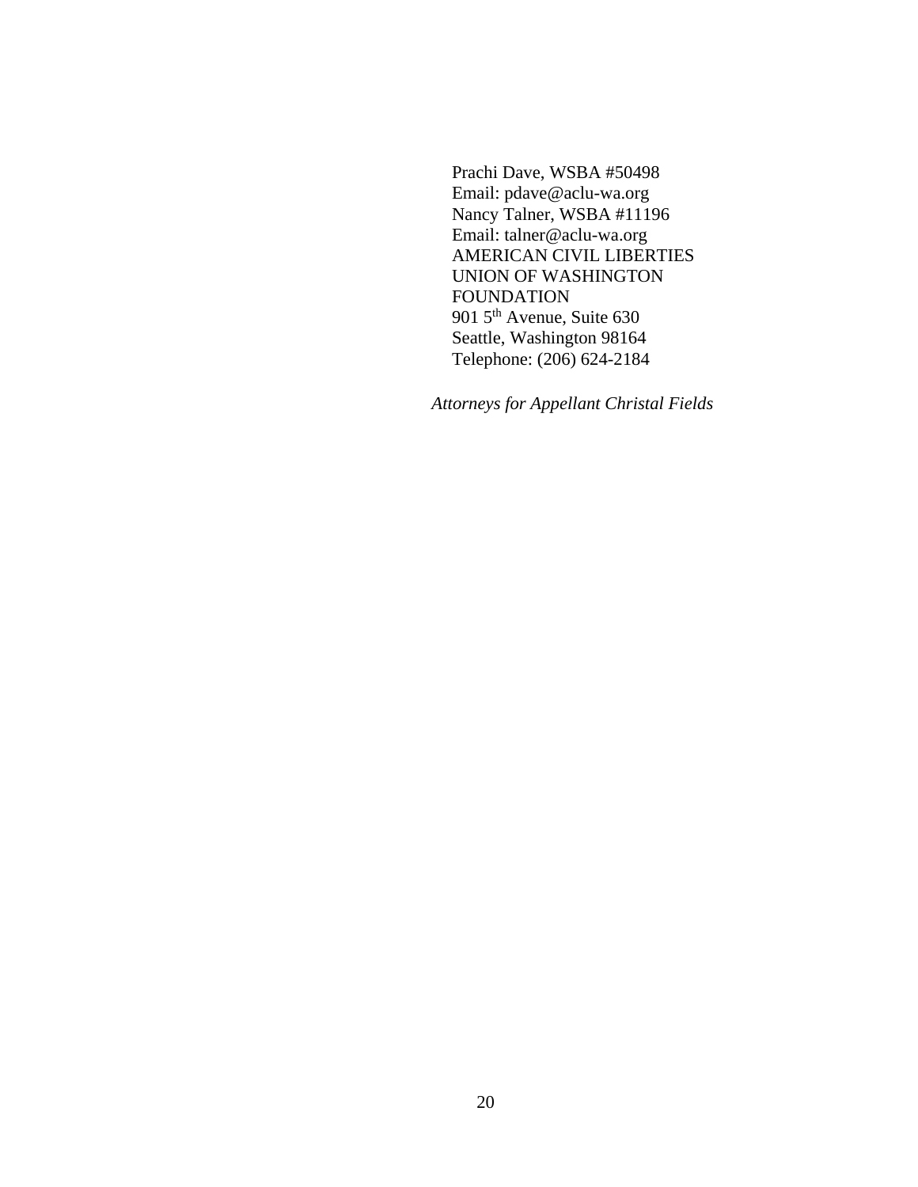Prachi Dave, WSBA #50498
Email: pdave@aclu-wa.org
Nancy Talner, WSBA #11196
Email: talner@aclu-wa.org
AMERICAN CIVIL LIBERTIES
UNION OF WASHINGTON
FOUNDATION
901 5th Avenue, Suite 630
Seattle, Washington 98164
Telephone: (206) 624-2184

*Attorneys for Appellant Christal Fields*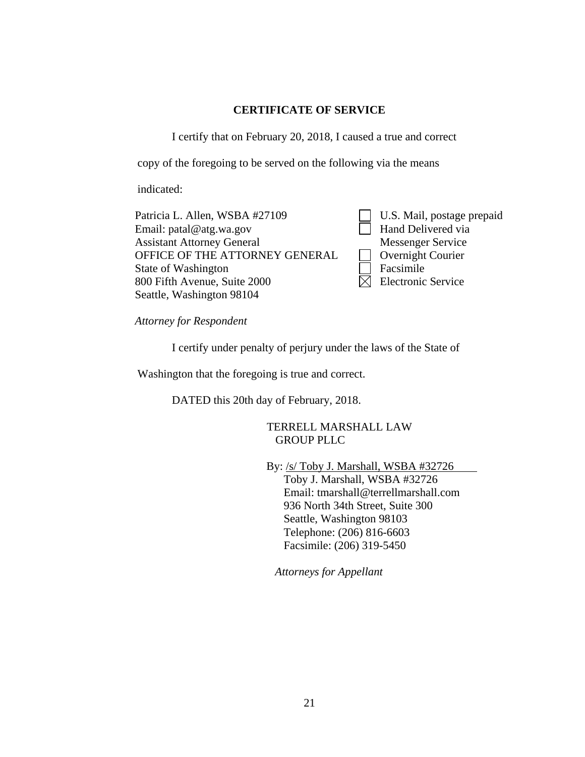## CERTIFICATE OF SERVICE

I certify that on February 20, 2018, I caused a true and correct copy of the foregoing to be served on the following via the means indicated:

| | |
|---|---|
| Patricia L. Allen, WSBA #27109<br>Email: patal@atg.wa.gov<br>Assistant Attorney General<br>OFFICE OF THE ATTORNEY GENERAL<br>State of Washington<br>800 Fifth Avenue, Suite 2000<br>Seattle, Washington 98104 | ☐ U.S. Mail, postage prepaid<br>☐ Hand Delivered via Messenger Service<br>☐ Overnight Courier<br>☐ Facsimile<br>☒ Electronic Service |

*Attorney for Respondent*

I certify under penalty of perjury under the laws of the State of Washington that the foregoing is true and correct.

DATED this 20th day of February, 2018.

TERRELL MARSHALL LAW GROUP PLLC

By: /s/ Toby J. Marshall, WSBA #32726
Toby J. Marshall, WSBA #32726
Email: tmarshall@terrellmarshall.com
936 North 34th Street, Suite 300
Seattle, Washington 98103
Telephone: (206) 816-6603
Facsimile: (206) 319-5450

*Attorneys for Appellant*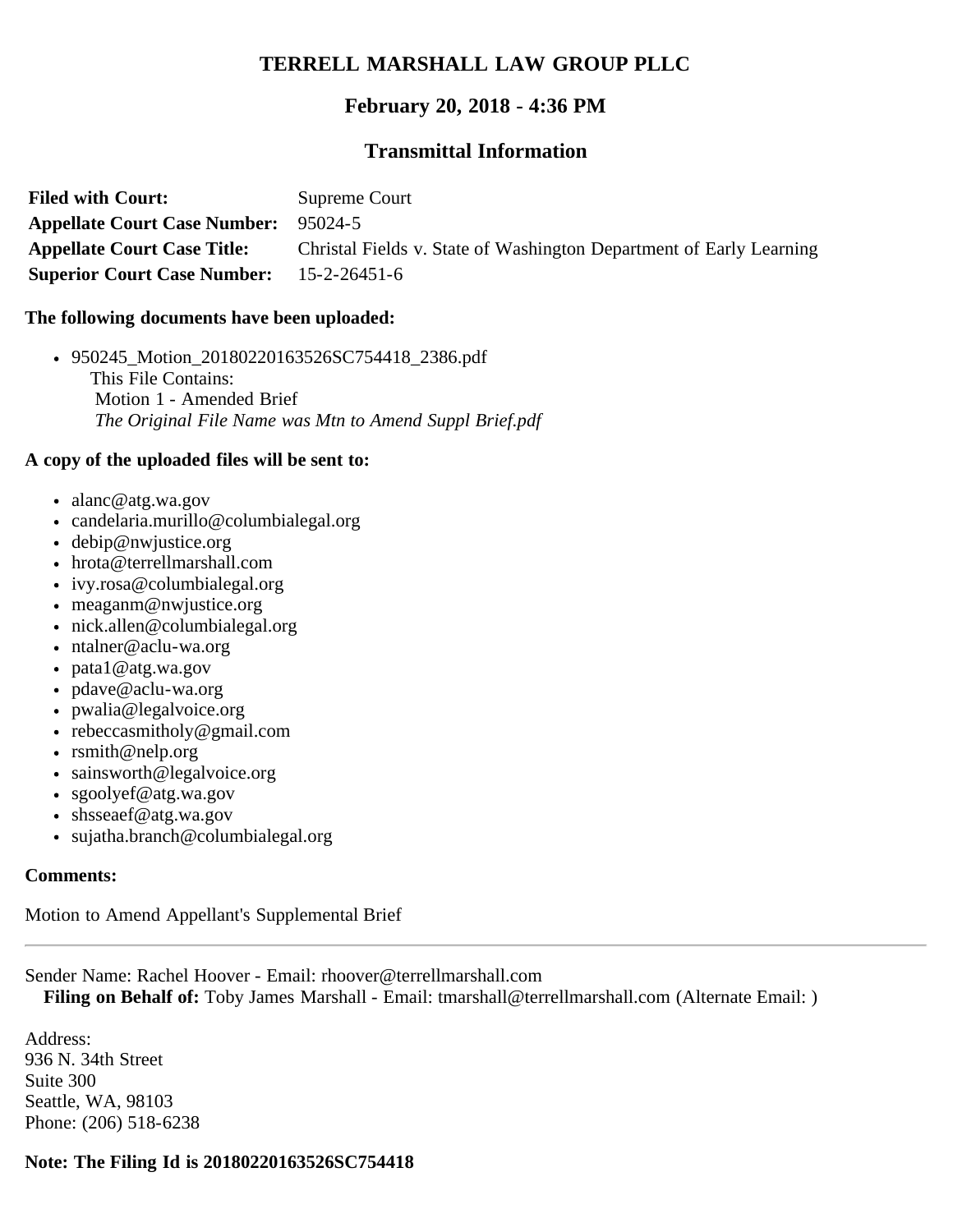# TERRELL MARSHALL LAW GROUP PLLC

## February 20, 2018 - 4:36 PM

## Transmittal Information

| | |
|---|---|
| **Filed with Court:** | Supreme Court |
| **Appellate Court Case Number:** | 95024-5 |
| **Appellate Court Case Title:** | Christal Fields v. State of Washington Department of Early Learning |
| **Superior Court Case Number:** | 15-2-26451-6 |

**The following documents have been uploaded:**

- 950245_Motion_20180220163526SC754418_2386.pdf
  This File Contains:
  Motion 1 - Amended Brief
  *The Original File Name was Mtn to Amend Suppl Brief.pdf*

**A copy of the uploaded files will be sent to:**

- alanc@atg.wa.gov
- candelaria.murillo@columbialegal.org
- debip@nwjustice.org
- hrota@terrellmarshall.com
- ivy.rosa@columbialegal.org
- meaganm@nwjustice.org
- nick.allen@columbialegal.org
- ntalner@aclu-wa.org
- pata1@atg.wa.gov
- pdave@aclu-wa.org
- pwalia@legalvoice.org
- rebeccasmitholy@gmail.com
- rsmith@nelp.org
- sainsworth@legalvoice.org
- sgoolyef@atg.wa.gov
- shsseaef@atg.wa.gov
- sujatha.branch@columbialegal.org

**Comments:**

Motion to Amend Appellant's Supplemental Brief

---

Sender Name: Rachel Hoover - Email: rhoover@terrellmarshall.com
**Filing on Behalf of:** Toby James Marshall - Email: tmarshall@terrellmarshall.com (Alternate Email: )

Address:
936 N. 34th Street
Suite 300
Seattle, WA, 98103
Phone: (206) 518-6238

**Note: The Filing Id is 20180220163526SC754418**